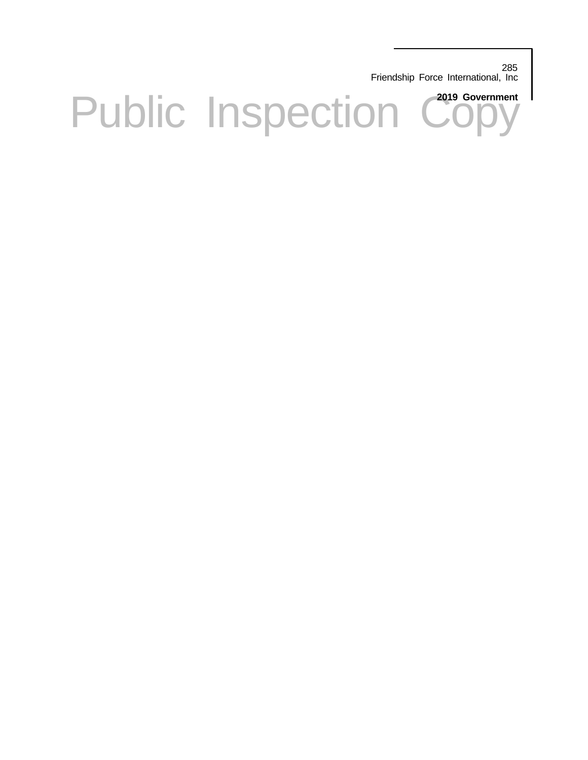285
Friendship Force International, Inc

**2019 Government**

# Public Inspection Copy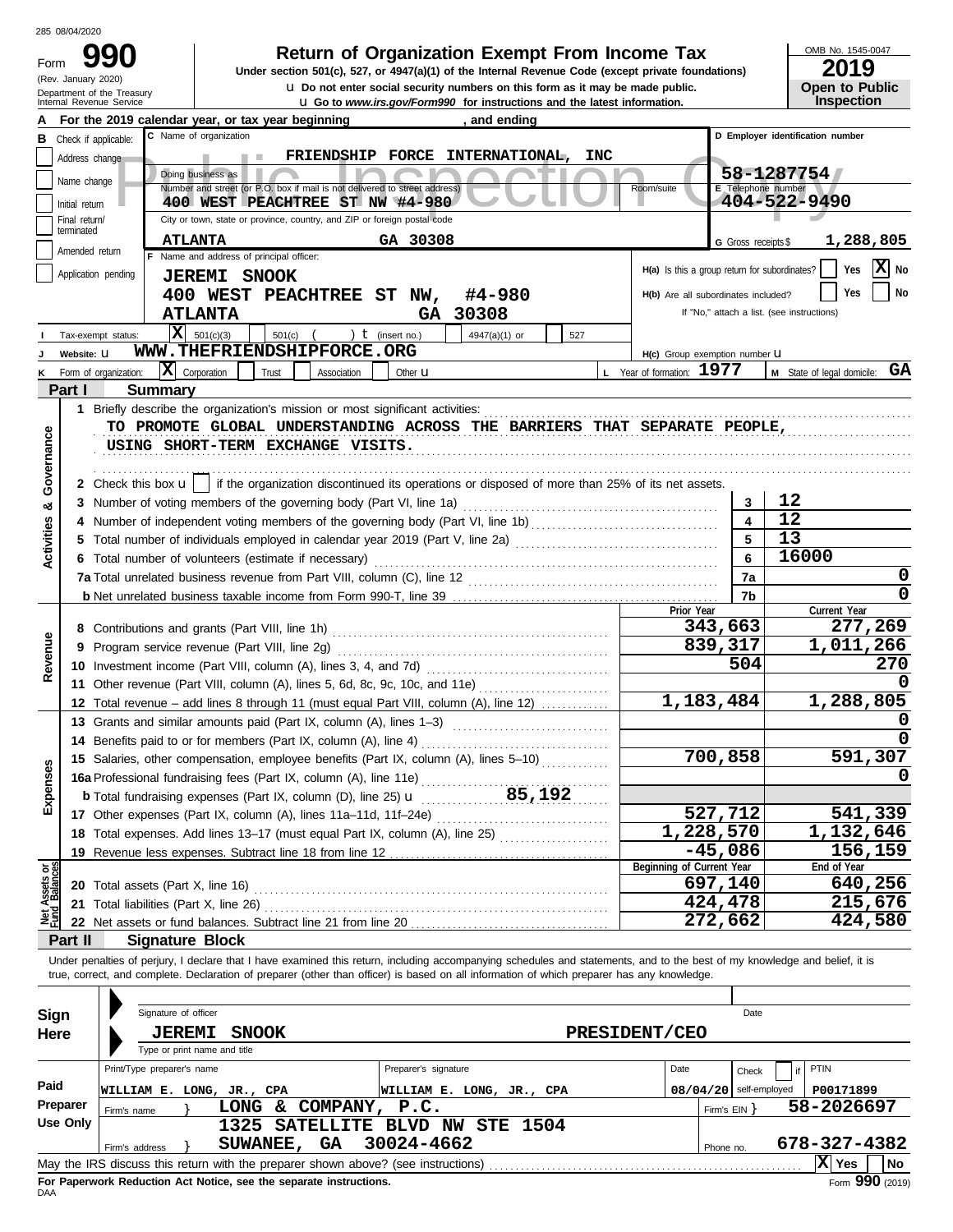285 08/04/2020

# Form 990 — Return of Organization Exempt From Income Tax

(Rev. January 2020)
Department of the Treasury
Internal Revenue Service

Under section 501(c), 527, or 4947(a)(1) of the Internal Revenue Code (except private foundations)

u Do not enter social security numbers on this form as it may be made public.

u Go to *www.irs.gov/Form990* for instructions and the latest information.

OMB No. 1545-0047

**2019**

**Open to Public Inspection**

Public Inspection Copy

**A** For the 2019 calendar year, or tax year beginning , and ending

**B** Check if applicable:
- Address change
- Name change
- Initial return
- Final return/terminated
- Amended return
- Application pending

**C** Name of organization: FRIENDSHIP FORCE INTERNATIONAL, INC

Doing business as

Number and street (or P.O. box if mail is not delivered to street address): 400 WEST PEACHTREE ST NW #4-980 | Room/suite

City or town, state or province, country, and ZIP or foreign postal code: ATLANTA GA 30308

**D** Employer identification number: 58-1287754

**E** Telephone number: 404-522-9490

**G** Gross receipts $ 1,288,805

**F** Name and address of principal officer:
JEREMI SNOOK
400 WEST PEACHTREE ST NW, #4-980
ATLANTA GA 30308

**H(a)** Is this a group return for subordinates? Yes [ ] No [X]

**H(b)** Are all subordinates included? Yes [ ] No [ ]
If "No," attach a list. (see instructions)

**I** Tax-exempt status: [X] 501(c)(3) [ ] 501(c) ( ) t (insert no.) [ ] 4947(a)(1) or [ ] 527

**J** Website: u WWW.THEFRIENDSHIPFORCE.ORG

**H(c)** Group exemption number u

**K** Form of organization: [X] Corporation [ ] Trust [ ] Association [ ] Other u

**L** Year of formation: 1977

**M** State of legal domicile: GA

## Part I Summary

**Activities & Governance**

1 Briefly describe the organization's mission or most significant activities:
TO PROMOTE GLOBAL UNDERSTANDING ACROSS THE BARRIERS THAT SEPARATE PEOPLE, USING SHORT-TERM EXCHANGE VISITS.

2 Check this box u [ ] if the organization discontinued its operations or disposed of more than 25% of its net assets.

| | | Line | Value |
|---|---|---|---|
| 3 | Number of voting members of the governing body (Part VI, line 1a) | 3 | 12 |
| 4 | Number of independent voting members of the governing body (Part VI, line 1b) | 4 | 12 |
| 5 | Total number of individuals employed in calendar year 2019 (Part V, line 2a) | 5 | 13 |
| 6 | Total number of volunteers (estimate if necessary) | 6 | 16000 |
| 7a | Total unrelated business revenue from Part VIII, column (C), line 12 | 7a | 0 |
| b | Net unrelated business taxable income from Form 990-T, line 39 | 7b | 0 |

| | | Prior Year | Current Year |
|---|---|---|---|
| **Revenue** | | | |
| 8 | Contributions and grants (Part VIII, line 1h) | 343,663 | 277,269 |
| 9 | Program service revenue (Part VIII, line 2g) | 839,317 | 1,011,266 |
| 10 | Investment income (Part VIII, column (A), lines 3, 4, and 7d) | 504 | 270 |
| 11 | Other revenue (Part VIII, column (A), lines 5, 6d, 8c, 9c, 10c, and 11e) | | 0 |
| 12 | Total revenue – add lines 8 through 11 (must equal Part VIII, column (A), line 12) | 1,183,484 | 1,288,805 |
| **Expenses** | | | |
| 13 | Grants and similar amounts paid (Part IX, column (A), lines 1–3) | | 0 |
| 14 | Benefits paid to or for members (Part IX, column (A), line 4) | | 0 |
| 15 | Salaries, other compensation, employee benefits (Part IX, column (A), lines 5–10) | 700,858 | 591,307 |
| 16a | Professional fundraising fees (Part IX, column (A), line 11e) | | 0 |
| b | Total fundraising expenses (Part IX, column (D), line 25) u 85,192 | | |
| 17 | Other expenses (Part IX, column (A), lines 11a–11d, 11f–24e) | 527,712 | 541,339 |
| 18 | Total expenses. Add lines 13–17 (must equal Part IX, column (A), line 25) | 1,228,570 | 1,132,646 |
| 19 | Revenue less expenses. Subtract line 18 from line 12 | -45,086 | 156,159 |
| **Net Assets or Fund Balances** | | **Beginning of Current Year** | **End of Year** |
| 20 | Total assets (Part X, line 16) | 697,140 | 640,256 |
| 21 | Total liabilities (Part X, line 26) | 424,478 | 215,676 |
| 22 | Net assets or fund balances. Subtract line 21 from line 20 | 272,662 | 424,580 |

## Part II Signature Block

Under penalties of perjury, I declare that I have examined this return, including accompanying schedules and statements, and to the best of my knowledge and belief, it is true, correct, and complete. Declaration of preparer (other than officer) is based on all information of which preparer has any knowledge.

**Sign Here**

Signature of officer | Date

JEREMI SNOOK PRESIDENT/CEO
Type or print name and title

**Paid Preparer Use Only**

| Print/Type preparer's name | Preparer's signature | Date | Check [ ] if self-employed | PTIN |
|---|---|---|---|---|
| WILLIAM E. LONG, JR., CPA | WILLIAM E. LONG, JR., CPA | 08/04/20 | | P00171899 |

Firm's name } LONG & COMPANY, P.C. — Firm's EIN } 58-2026697

Firm's address } 1325 SATELLITE BLVD NW STE 1504, SUWANEE, GA 30024-4662 — Phone no. 678-327-4382

May the IRS discuss this return with the preparer shown above? (see instructions) [X] Yes [ ] No

**For Paperwork Reduction Act Notice, see the separate instructions.**

DAA

Form **990** (2019)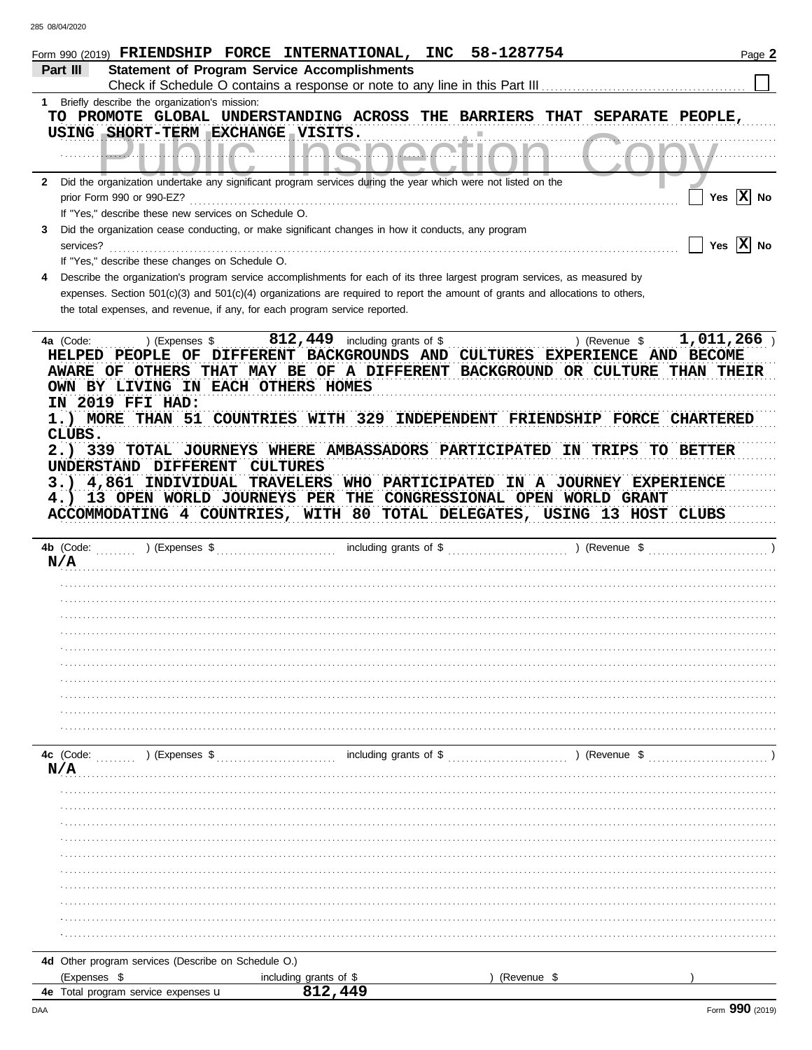Form 990 (2019) FRIENDSHIP FORCE INTERNATIONAL, INC 58-1287754

## Part III Statement of Program Service Accomplishments

Check if Schedule O contains a response or note to any line in this Part III ☐

**1** Briefly describe the organization's mission:

TO PROMOTE GLOBAL UNDERSTANDING ACROSS THE BARRIERS THAT SEPARATE PEOPLE, USING SHORT-TERM EXCHANGE VISITS.

**2** Did the organization undertake any significant program services during the year which were not listed on the prior Form 990 or 990-EZ? ☐ Yes ☒ No

If "Yes," describe these new services on Schedule O.

**3** Did the organization cease conducting, or make significant changes in how it conducts, any program services? ☐ Yes ☒ No

If "Yes," describe these changes on Schedule O.

**4** Describe the organization's program service accomplishments for each of its three largest program services, as measured by expenses. Section 501(c)(3) and 501(c)(4) organizations are required to report the amount of grants and allocations to others, the total expenses, and revenue, if any, for each program service reported.

**4a** (Code: ) (Expenses $ 812,449 including grants of $ ) (Revenue $ 1,011,266 )

HELPED PEOPLE OF DIFFERENT BACKGROUNDS AND CULTURES EXPERIENCE AND BECOME AWARE OF OTHERS THAT MAY BE OF A DIFFERENT BACKGROUND OR CULTURE THAN THEIR OWN BY LIVING IN EACH OTHERS HOMES

IN 2019 FFI HAD:

1.) MORE THAN 51 COUNTRIES WITH 329 INDEPENDENT FRIENDSHIP FORCE CHARTERED CLUBS.

2.) 339 TOTAL JOURNEYS WHERE AMBASSADORS PARTICIPATED IN TRIPS TO BETTER UNDERSTAND DIFFERENT CULTURES

3.) 4,861 INDIVIDUAL TRAVELERS WHO PARTICIPATED IN A JOURNEY EXPERIENCE

4.) 13 OPEN WORLD JOURNEYS PER THE CONGRESSIONAL OPEN WORLD GRANT ACCOMMODATING 4 COUNTRIES, WITH 80 TOTAL DELEGATES, USING 13 HOST CLUBS

**4b** (Code: ) (Expenses $ including grants of $ ) (Revenue $ )

N/A

**4c** (Code: ) (Expenses $ including grants of $ ) (Revenue $ )

N/A

**4d** Other program services (Describe on Schedule O.)

(Expenses $ including grants of $ ) (Revenue $ )

**4e** Total program service expenses ▶ 812,449

Form **990** (2019)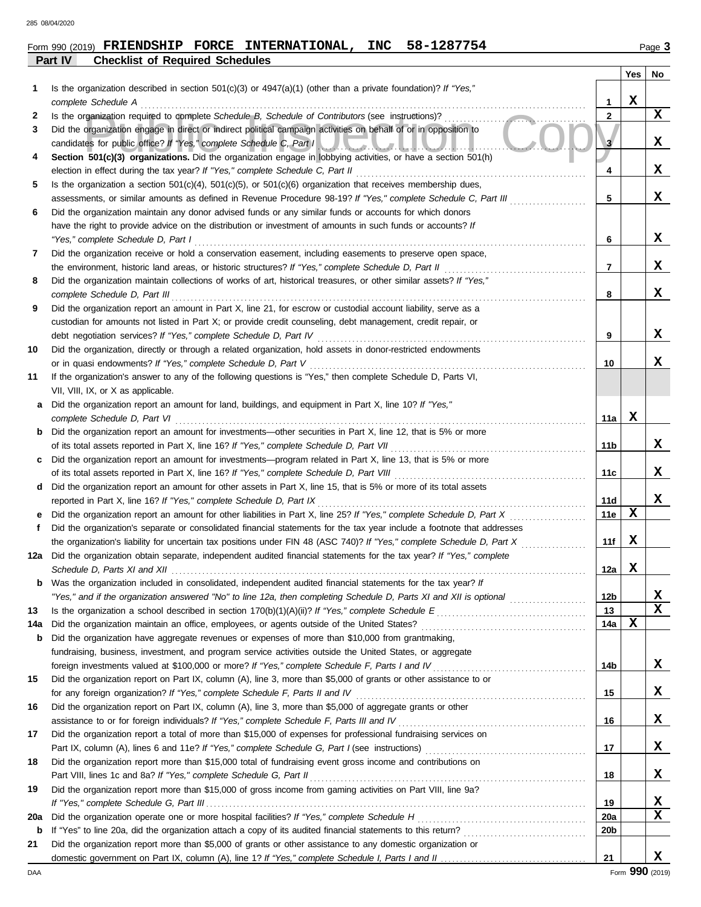Form 990 (2019) **FRIENDSHIP FORCE INTERNATIONAL, INC 58-1287754**

## Part IV Checklist of Required Schedules

| | | | Yes | No |
|---|---|---|---|---|
| **1** | Is the organization described in section 501(c)(3) or 4947(a)(1) (other than a private foundation)? *If "Yes," complete Schedule A* | 1 | X | |
| **2** | Is the organization required to complete *Schedule B, Schedule of Contributors* (see instructions)? | 2 | | X |
| **3** | Did the organization engage in direct or indirect political campaign activities on behalf of or in opposition to candidates for public office? *If "Yes," complete Schedule C, Part I* | 3 | | X |
| **4** | **Section 501(c)(3) organizations.** Did the organization engage in lobbying activities, or have a section 501(h) election in effect during the tax year? *If "Yes," complete Schedule C, Part II* | 4 | | X |
| **5** | Is the organization a section 501(c)(4), 501(c)(5), or 501(c)(6) organization that receives membership dues, assessments, or similar amounts as defined in Revenue Procedure 98-19? *If "Yes," complete Schedule C, Part III* | 5 | | X |
| **6** | Did the organization maintain any donor advised funds or any similar funds or accounts for which donors have the right to provide advice on the distribution or investment of amounts in such funds or accounts? *If "Yes," complete Schedule D, Part I* | 6 | | X |
| **7** | Did the organization receive or hold a conservation easement, including easements to preserve open space, the environment, historic land areas, or historic structures? *If "Yes," complete Schedule D, Part II* | 7 | | X |
| **8** | Did the organization maintain collections of works of art, historical treasures, or other similar assets? *If "Yes," complete Schedule D, Part III* | 8 | | X |
| **9** | Did the organization report an amount in Part X, line 21, for escrow or custodial account liability, serve as a custodian for amounts not listed in Part X; or provide credit counseling, debt management, credit repair, or debt negotiation services? *If "Yes," complete Schedule D, Part IV* | 9 | | X |
| **10** | Did the organization, directly or through a related organization, hold assets in donor-restricted endowments or in quasi endowments? *If "Yes," complete Schedule D, Part V* | 10 | | X |
| **11** | If the organization's answer to any of the following questions is "Yes," then complete Schedule D, Parts VI, VII, VIII, IX, or X as applicable. | | | |
| **a** | Did the organization report an amount for land, buildings, and equipment in Part X, line 10? *If "Yes," complete Schedule D, Part VI* | 11a | X | |
| **b** | Did the organization report an amount for investments—other securities in Part X, line 12, that is 5% or more of its total assets reported in Part X, line 16? *If "Yes," complete Schedule D, Part VII* | 11b | | X |
| **c** | Did the organization report an amount for investments—program related in Part X, line 13, that is 5% or more of its total assets reported in Part X, line 16? *If "Yes," complete Schedule D, Part VIII* | 11c | | X |
| **d** | Did the organization report an amount for other assets in Part X, line 15, that is 5% or more of its total assets reported in Part X, line 16? *If "Yes," complete Schedule D, Part IX* | 11d | | X |
| **e** | Did the organization report an amount for other liabilities in Part X, line 25? *If "Yes," complete Schedule D, Part X* | 11e | X | |
| **f** | Did the organization's separate or consolidated financial statements for the tax year include a footnote that addresses the organization's liability for uncertain tax positions under FIN 48 (ASC 740)? *If "Yes," complete Schedule D, Part X* | 11f | X | |
| **12a** | Did the organization obtain separate, independent audited financial statements for the tax year? *If "Yes," complete Schedule D, Parts XI and XII* | 12a | X | |
| **b** | Was the organization included in consolidated, independent audited financial statements for the tax year? *If "Yes," and if the organization answered "No" to line 12a, then completing Schedule D, Parts XI and XII is optional* | 12b | | X |
| **13** | Is the organization a school described in section 170(b)(1)(A)(ii)? *If "Yes," complete Schedule E* | 13 | | X |
| **14a** | Did the organization maintain an office, employees, or agents outside of the United States? | 14a | X | |
| **b** | Did the organization have aggregate revenues or expenses of more than $10,000 from grantmaking, fundraising, business, investment, and program service activities outside the United States, or aggregate foreign investments valued at $100,000 or more? *If "Yes," complete Schedule F, Parts I and IV* | 14b | | X |
| **15** | Did the organization report on Part IX, column (A), line 3, more than $5,000 of grants or other assistance to or for any foreign organization? *If "Yes," complete Schedule F, Parts II and IV* | 15 | | X |
| **16** | Did the organization report on Part IX, column (A), line 3, more than $5,000 of aggregate grants or other assistance to or for foreign individuals? *If "Yes," complete Schedule F, Parts III and IV* | 16 | | X |
| **17** | Did the organization report a total of more than $15,000 of expenses for professional fundraising services on Part IX, column (A), lines 6 and 11e? *If "Yes," complete Schedule G, Part I* (see instructions) | 17 | | X |
| **18** | Did the organization report more than $15,000 total of fundraising event gross income and contributions on Part VIII, lines 1c and 8a? *If "Yes," complete Schedule G, Part II* | 18 | | X |
| **19** | Did the organization report more than $15,000 of gross income from gaming activities on Part VIII, line 9a? *If "Yes," complete Schedule G, Part III* | 19 | | X |
| **20a** | Did the organization operate one or more hospital facilities? *If "Yes," complete Schedule H* | 20a | | X |
| **b** | If "Yes" to line 20a, did the organization attach a copy of its audited financial statements to this return? | 20b | | |
| **21** | Did the organization report more than $5,000 of grants or other assistance to any domestic organization or domestic government on Part IX, column (A), line 1? *If "Yes," complete Schedule I, Parts I and II* | 21 | | X |

Form **990** (2019)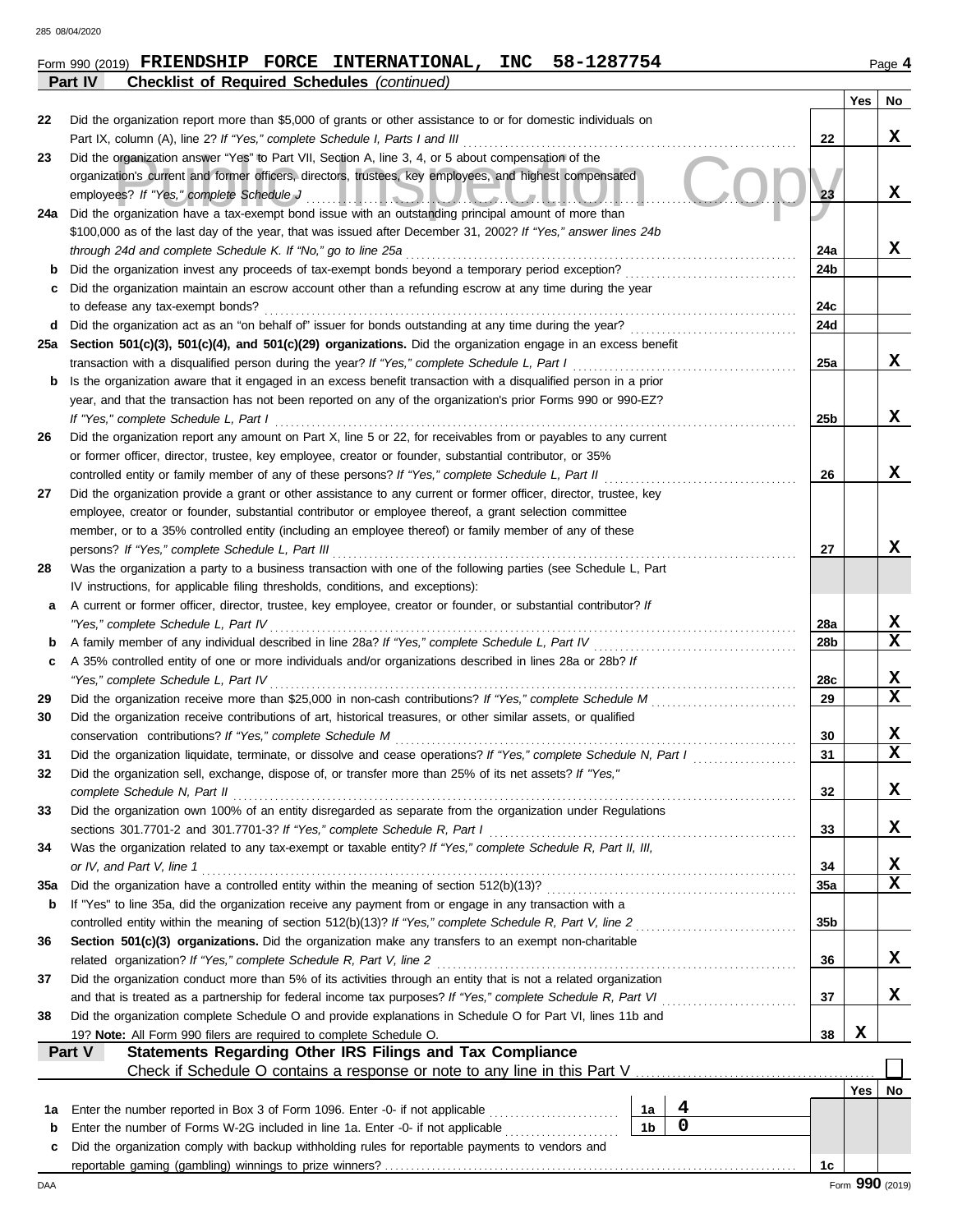Form 990 (2019) **FRIENDSHIP FORCE INTERNATIONAL, INC 58-1287754** Page 4

**Part IV Checklist of Required Schedules** *(continued)*

| | | | Yes | No |
|---|---|---|---|---|
| 22 | Did the organization report more than $5,000 of grants or other assistance to or for domestic individuals on Part IX, column (A), line 2? *If "Yes," complete Schedule I, Parts I and III* | 22 | | X |
| 23 | Did the organization answer "Yes" to Part VII, Section A, line 3, 4, or 5 about compensation of the organization's current and former officers, directors, trustees, key employees, and highest compensated employees? *If "Yes," complete Schedule J* | 23 | | X |
| 24a | Did the organization have a tax-exempt bond issue with an outstanding principal amount of more than $100,000 as of the last day of the year, that was issued after December 31, 2002? *If "Yes," answer lines 24b through 24d and complete Schedule K. If "No," go to line 25a* | 24a | | X |
| b | Did the organization invest any proceeds of tax-exempt bonds beyond a temporary period exception? | 24b | | |
| c | Did the organization maintain an escrow account other than a refunding escrow at any time during the year to defease any tax-exempt bonds? | 24c | | |
| d | Did the organization act as an "on behalf of" issuer for bonds outstanding at any time during the year? | 24d | | |
| 25a | **Section 501(c)(3), 501(c)(4), and 501(c)(29) organizations.** Did the organization engage in an excess benefit transaction with a disqualified person during the year? *If "Yes," complete Schedule L, Part I* | 25a | | X |
| b | Is the organization aware that it engaged in an excess benefit transaction with a disqualified person in a prior year, and that the transaction has not been reported on any of the organization's prior Forms 990 or 990-EZ? *If "Yes," complete Schedule L, Part I* | 25b | | X |
| 26 | Did the organization report any amount on Part X, line 5 or 22, for receivables from or payables to any current or former officer, director, trustee, key employee, creator or founder, substantial contributor, or 35% controlled entity or family member of any of these persons? *If "Yes," complete Schedule L, Part II* | 26 | | X |
| 27 | Did the organization provide a grant or other assistance to any current or former officer, director, trustee, key employee, creator or founder, substantial contributor or employee thereof, a grant selection committee member, or to a 35% controlled entity (including an employee thereof) or family member of any of these persons? *If "Yes," complete Schedule L, Part III* | 27 | | X |
| 28 | Was the organization a party to a business transaction with one of the following parties (see Schedule L, Part IV instructions, for applicable filing thresholds, conditions, and exceptions): | | | |
| a | A current or former officer, director, trustee, key employee, creator or founder, or substantial contributor? *If "Yes," complete Schedule L, Part IV* | 28a | | X |
| b | A family member of any individual described in line 28a? *If "Yes," complete Schedule L, Part IV* | 28b | | X |
| c | A 35% controlled entity of one or more individuals and/or organizations described in lines 28a or 28b? *If "Yes," complete Schedule L, Part IV* | 28c | | X |
| 29 | Did the organization receive more than $25,000 in non-cash contributions? *If "Yes," complete Schedule M* | 29 | | X |
| 30 | Did the organization receive contributions of art, historical treasures, or other similar assets, or qualified conservation contributions? *If "Yes," complete Schedule M* | 30 | | X |
| 31 | Did the organization liquidate, terminate, or dissolve and cease operations? *If "Yes," complete Schedule N, Part I* | 31 | | X |
| 32 | Did the organization sell, exchange, dispose of, or transfer more than 25% of its net assets? *If "Yes," complete Schedule N, Part II* | 32 | | X |
| 33 | Did the organization own 100% of an entity disregarded as separate from the organization under Regulations sections 301.7701-2 and 301.7701-3? *If "Yes," complete Schedule R, Part I* | 33 | | X |
| 34 | Was the organization related to any tax-exempt or taxable entity? *If "Yes," complete Schedule R, Part II, III, or IV, and Part V, line 1* | 34 | | X |
| 35a | Did the organization have a controlled entity within the meaning of section 512(b)(13)? | 35a | | X |
| b | If "Yes" to line 35a, did the organization receive any payment from or engage in any transaction with a controlled entity within the meaning of section 512(b)(13)? *If "Yes," complete Schedule R, Part V, line 2* | 35b | | |
| 36 | **Section 501(c)(3) organizations.** Did the organization make any transfers to an exempt non-charitable related organization? *If "Yes," complete Schedule R, Part V, line 2* | 36 | | X |
| 37 | Did the organization conduct more than 5% of its activities through an entity that is not a related organization and that is treated as a partnership for federal income tax purposes? *If "Yes," complete Schedule R, Part VI* | 37 | | X |
| 38 | Did the organization complete Schedule O and provide explanations in Schedule O for Part VI, lines 11b and 19? **Note:** All Form 990 filers are required to complete Schedule O. | 38 | X | |

**Part V Statements Regarding Other IRS Filings and Tax Compliance**

Check if Schedule O contains a response or note to any line in this Part V ☐

| | | | | | Yes | No |
|---|---|---|---|---|---|---|
| 1a | Enter the number reported in Box 3 of Form 1096. Enter -0- if not applicable | 1a | 4 | | | |
| b | Enter the number of Forms W-2G included in line 1a. Enter -0- if not applicable | 1b | 0 | | | |
| c | Did the organization comply with backup withholding rules for reportable payments to vendors and reportable gaming (gambling) winnings to prize winners? | | | 1c | | |

Form **990** (2019)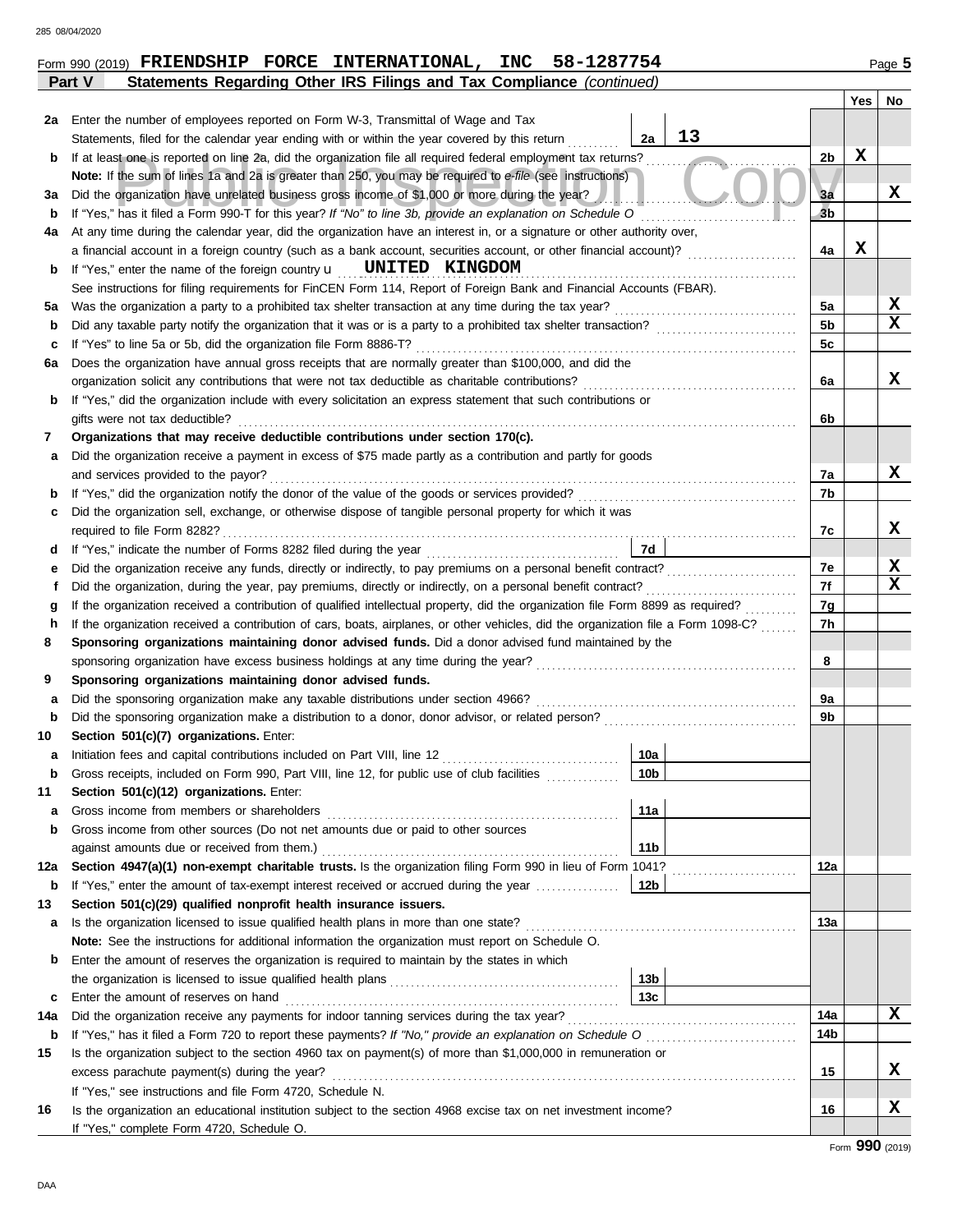Form 990 (2019) **FRIENDSHIP FORCE INTERNATIONAL, INC 58-1287754**

## Part V Statements Regarding Other IRS Filings and Tax Compliance *(continued)*

| | | | | Line | Yes | No |
|---|---|---|---|---|---|---|
| **2a** | Enter the number of employees reported on Form W-3, Transmittal of Wage and Tax Statements, filed for the calendar year ending with or within the year covered by this return | 2a | 13 | | | |
| **b** | If at least one is reported on line 2a, did the organization file all required federal employment tax returns? | | | 2b | X | |
| | **Note:** If the sum of lines 1a and 2a is greater than 250, you may be required to *e-file* (see instructions) | | | | | |
| **3a** | Did the organization have unrelated business gross income of $1,000 or more during the year? | | | 3a | | X |
| **b** | If "Yes," has it filed a Form 990-T for this year? *If "No" to line 3b, provide an explanation on Schedule O* | | | 3b | | |
| **4a** | At any time during the calendar year, did the organization have an interest in, or a signature or other authority over, a financial account in a foreign country (such as a bank account, securities account, or other financial account)? | | | 4a | X | |
| **b** | If "Yes," enter the name of the foreign country u **UNITED KINGDOM** | | | | | |
| | See instructions for filing requirements for FinCEN Form 114, Report of Foreign Bank and Financial Accounts (FBAR). | | | | | |
| **5a** | Was the organization a party to a prohibited tax shelter transaction at any time during the tax year? | | | 5a | | X |
| **b** | Did any taxable party notify the organization that it was or is a party to a prohibited tax shelter transaction? | | | 5b | | X |
| **c** | If "Yes" to line 5a or 5b, did the organization file Form 8886-T? | | | 5c | | |
| **6a** | Does the organization have annual gross receipts that are normally greater than $100,000, and did the organization solicit any contributions that were not tax deductible as charitable contributions? | | | 6a | | X |
| **b** | If "Yes," did the organization include with every solicitation an express statement that such contributions or gifts were not tax deductible? | | | 6b | | |
| **7** | **Organizations that may receive deductible contributions under section 170(c).** | | | | | |
| **a** | Did the organization receive a payment in excess of $75 made partly as a contribution and partly for goods and services provided to the payor? | | | 7a | | X |
| **b** | If "Yes," did the organization notify the donor of the value of the goods or services provided? | | | 7b | | |
| **c** | Did the organization sell, exchange, or otherwise dispose of tangible personal property for which it was required to file Form 8282? | | | 7c | | X |
| **d** | If "Yes," indicate the number of Forms 8282 filed during the year | 7d | | | | |
| **e** | Did the organization receive any funds, directly or indirectly, to pay premiums on a personal benefit contract? | | | 7e | | X |
| **f** | Did the organization, during the year, pay premiums, directly or indirectly, on a personal benefit contract? | | | 7f | | X |
| **g** | If the organization received a contribution of qualified intellectual property, did the organization file Form 8899 as required? | | | 7g | | |
| **h** | If the organization received a contribution of cars, boats, airplanes, or other vehicles, did the organization file a Form 1098-C? | | | 7h | | |
| **8** | **Sponsoring organizations maintaining donor advised funds.** Did a donor advised fund maintained by the sponsoring organization have excess business holdings at any time during the year? | | | 8 | | |
| **9** | **Sponsoring organizations maintaining donor advised funds.** | | | | | |
| **a** | Did the sponsoring organization make any taxable distributions under section 4966? | | | 9a | | |
| **b** | Did the sponsoring organization make a distribution to a donor, donor advisor, or related person? | | | 9b | | |
| **10** | **Section 501(c)(7) organizations.** Enter: | | | | | |
| **a** | Initiation fees and capital contributions included on Part VIII, line 12 | 10a | | | | |
| **b** | Gross receipts, included on Form 990, Part VIII, line 12, for public use of club facilities | 10b | | | | |
| **11** | **Section 501(c)(12) organizations.** Enter: | | | | | |
| **a** | Gross income from members or shareholders | 11a | | | | |
| **b** | Gross income from other sources (Do not net amounts due or paid to other sources against amounts due or received from them.) | 11b | | | | |
| **12a** | **Section 4947(a)(1) non-exempt charitable trusts.** Is the organization filing Form 990 in lieu of Form 1041? | | | 12a | | |
| **b** | If "Yes," enter the amount of tax-exempt interest received or accrued during the year | 12b | | | | |
| **13** | **Section 501(c)(29) qualified nonprofit health insurance issuers.** | | | | | |
| **a** | Is the organization licensed to issue qualified health plans in more than one state? | | | 13a | | |
| | **Note:** See the instructions for additional information the organization must report on Schedule O. | | | | | |
| **b** | Enter the amount of reserves the organization is required to maintain by the states in which the organization is licensed to issue qualified health plans | 13b | | | | |
| **c** | Enter the amount of reserves on hand | 13c | | | | |
| **14a** | Did the organization receive any payments for indoor tanning services during the tax year? | | | 14a | | X |
| **b** | If "Yes," has it filed a Form 720 to report these payments? *If "No," provide an explanation on Schedule O* | | | 14b | | |
| **15** | Is the organization subject to the section 4960 tax on payment(s) of more than $1,000,000 in remuneration or excess parachute payment(s) during the year? | | | 15 | | X |
| | If "Yes," see instructions and file Form 4720, Schedule N. | | | | | |
| **16** | Is the organization an educational institution subject to the section 4968 excise tax on net investment income? | | | 16 | | X |
| | If "Yes," complete Form 4720, Schedule O. | | | | | |

Form **990** (2019)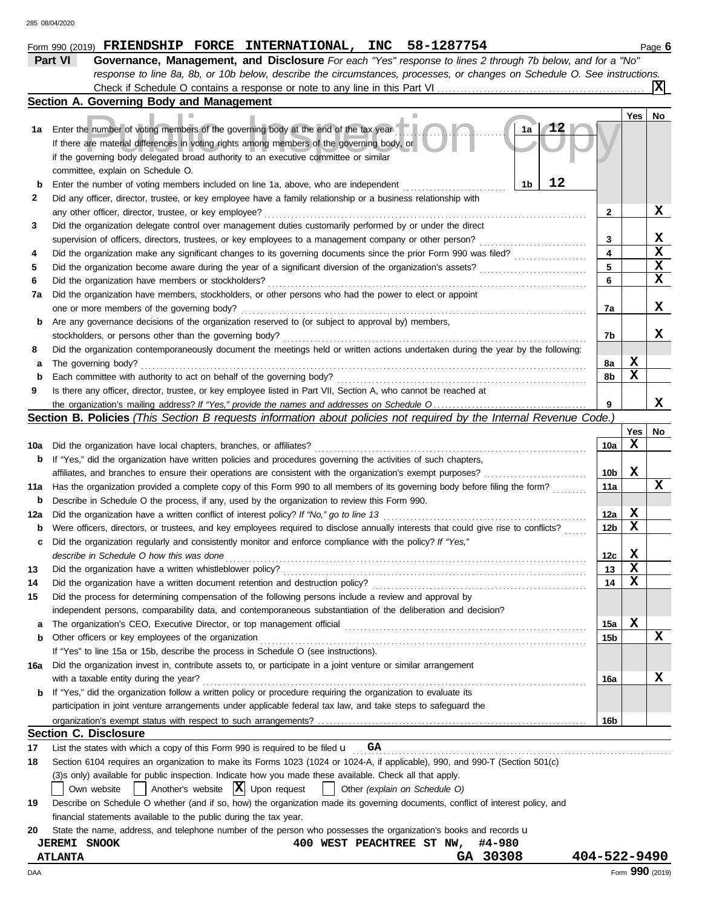Form 990 (2019) **FRIENDSHIP FORCE INTERNATIONAL, INC 58-1287754**

## Part VI Governance, Management, and Disclosure

*For each "Yes" response to lines 2 through 7b below, and for a "No" response to line 8a, 8b, or 10b below, describe the circumstances, processes, or changes on Schedule O. See instructions.*

Check if Schedule O contains a response or note to any line in this Part VI ... **[X]**

### Section A. Governing Body and Management

| | | | Yes | No |
|---|---|---|---|---|
| 1a | Enter the number of voting members of the governing body at the end of the tax year ... 1a **12** <br> If there are material differences in voting rights among members of the governing body, or if the governing body delegated broad authority to an executive committee or similar committee, explain on Schedule O. | | | |
| b | Enter the number of voting members included on line 1a, above, who are independent ... 1b **12** | | | |
| 2 | Did any officer, director, trustee, or key employee have a family relationship or a business relationship with any other officer, director, trustee, or key employee? | 2 | | X |
| 3 | Did the organization delegate control over management duties customarily performed by or under the direct supervision of officers, directors, trustees, or key employees to a management company or other person? | 3 | | X |
| 4 | Did the organization make any significant changes to its governing documents since the prior Form 990 was filed? | 4 | | X |
| 5 | Did the organization become aware during the year of a significant diversion of the organization's assets? | 5 | | X |
| 6 | Did the organization have members or stockholders? | 6 | | X |
| 7a | Did the organization have members, stockholders, or other persons who had the power to elect or appoint one or more members of the governing body? | 7a | | X |
| b | Are any governance decisions of the organization reserved to (or subject to approval by) members, stockholders, or persons other than the governing body? | 7b | | X |
| 8 | Did the organization contemporaneously document the meetings held or written actions undertaken during the year by the following: | | | |
| a | The governing body? | 8a | X | |
| b | Each committee with authority to act on behalf of the governing body? | 8b | X | |
| 9 | Is there any officer, director, trustee, or key employee listed in Part VII, Section A, who cannot be reached at the organization's mailing address? *If "Yes," provide the names and addresses on Schedule O* | 9 | | X |

### Section B. Policies *(This Section B requests information about policies not required by the Internal Revenue Code.)*

| | | | Yes | No |
|---|---|---|---|---|
| 10a | Did the organization have local chapters, branches, or affiliates? | 10a | X | |
| b | If "Yes," did the organization have written policies and procedures governing the activities of such chapters, affiliates, and branches to ensure their operations are consistent with the organization's exempt purposes? | 10b | X | |
| 11a | Has the organization provided a complete copy of this Form 990 to all members of its governing body before filing the form? | 11a | | X |
| b | Describe in Schedule O the process, if any, used by the organization to review this Form 990. | | | |
| 12a | Did the organization have a written conflict of interest policy? *If "No," go to line 13* | 12a | X | |
| b | Were officers, directors, or trustees, and key employees required to disclose annually interests that could give rise to conflicts? | 12b | X | |
| c | Did the organization regularly and consistently monitor and enforce compliance with the policy? *If "Yes," describe in Schedule O how this was done* | 12c | X | |
| 13 | Did the organization have a written whistleblower policy? | 13 | X | |
| 14 | Did the organization have a written document retention and destruction policy? | 14 | X | |
| 15 | Did the process for determining compensation of the following persons include a review and approval by independent persons, comparability data, and contemporaneous substantiation of the deliberation and decision? | | | |
| a | The organization's CEO, Executive Director, or top management official | 15a | X | |
| b | Other officers or key employees of the organization | 15b | | X |
| | If "Yes" to line 15a or 15b, describe the process in Schedule O (see instructions). | | | |
| 16a | Did the organization invest in, contribute assets to, or participate in a joint venture or similar arrangement with a taxable entity during the year? | 16a | | X |
| b | If "Yes," did the organization follow a written policy or procedure requiring the organization to evaluate its participation in joint venture arrangements under applicable federal tax law, and take steps to safeguard the organization's exempt status with respect to such arrangements? | 16b | | |

### Section C. Disclosure

17 List the states with which a copy of this Form 990 is required to be filed u **GA**

18 Section 6104 requires an organization to make its Forms 1023 (1024 or 1024-A, if applicable), 990, and 990-T (Section 501(c)(3)s only) available for public inspection. Indicate how you made these available. Check all that apply.

[ ] Own website  [ ] Another's website  [X] Upon request  [ ] Other *(explain on Schedule O)*

19 Describe on Schedule O whether (and if so, how) the organization made its governing documents, conflict of interest policy, and financial statements available to the public during the tax year.

20 State the name, address, and telephone number of the person who possesses the organization's books and records u

**JEREMI SNOOK** **400 WEST PEACHTREE ST NW, #4-980**
**ATLANTA GA 30308 404-522-9490**

Form **990** (2019)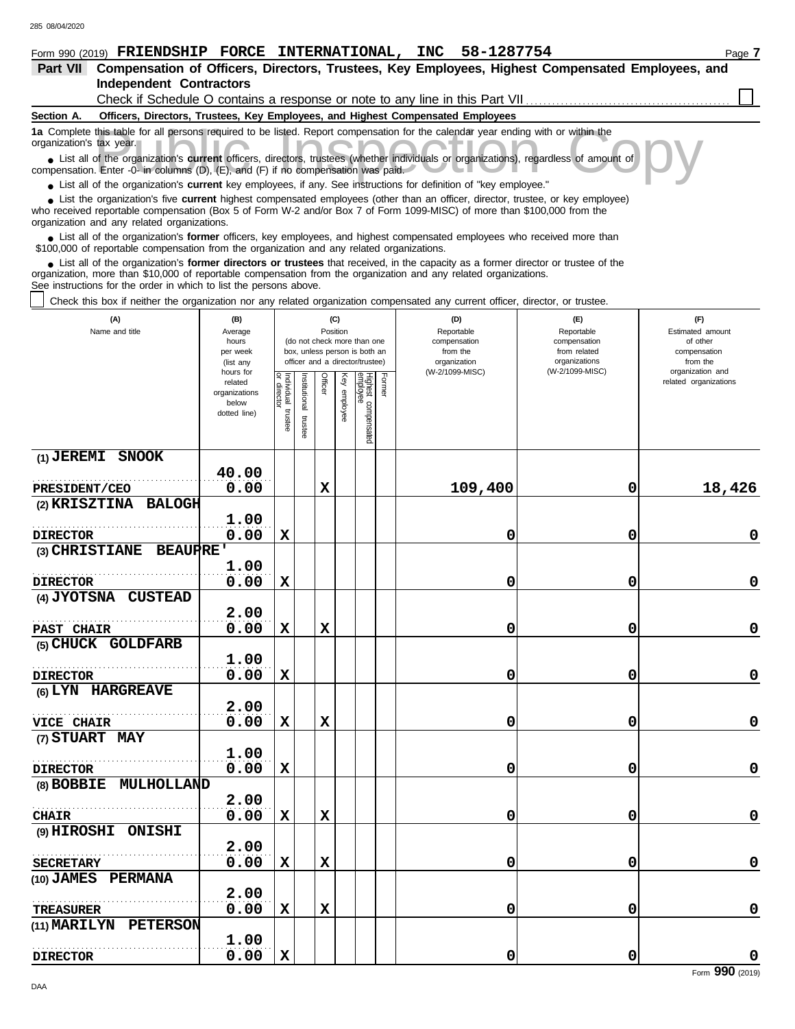Form 990 (2019) **FRIENDSHIP FORCE INTERNATIONAL, INC 58-1287754** Page **7**

## Part VII Compensation of Officers, Directors, Trustees, Key Employees, Highest Compensated Employees, and Independent Contractors

Check if Schedule O contains a response or note to any line in this Part VII ☐

### Section A. Officers, Directors, Trustees, Key Employees, and Highest Compensated Employees

**1a** Complete this table for all persons required to be listed. Report compensation for the calendar year ending with or within the organization's tax year.

- List all of the organization's **current** officers, directors, trustees (whether individuals or organizations), regardless of amount of compensation. Enter -0- in columns (D), (E), and (F) if no compensation was paid.
- List all of the organization's **current** key employees, if any. See instructions for definition of "key employee."
- List the organization's five **current** highest compensated employees (other than an officer, director, trustee, or key employee) who received reportable compensation (Box 5 of Form W-2 and/or Box 7 of Form 1099-MISC) of more than $100,000 from the organization and any related organizations.
- List all of the organization's **former** officers, key employees, and highest compensated employees who received more than $100,000 of reportable compensation from the organization and any related organizations.
- List all of the organization's **former directors or trustees** that received, in the capacity as a former director or trustee of the organization, more than $10,000 of reportable compensation from the organization and any related organizations.

See instructions for the order in which to list the persons above.

☐ Check this box if neither the organization nor any related organization compensated any current officer, director, or trustee.

| (A) Name and title | (B) Average hours per week (list any hours for related organizations below dotted line) | (C) Position: Individual trustee or director | Institutional trustee | Officer | Key employee | Highest compensated employee | Former | (D) Reportable compensation from the organization (W-2/1099-MISC) | (E) Reportable compensation from related organizations (W-2/1099-MISC) | (F) Estimated amount of other compensation from the organization and related organizations |
|---|---|---|---|---|---|---|---|---|---|---|
| (1) JEREMI SNOOK<br>PRESIDENT/CEO | 40.00<br>0.00 | | | X | | | | 109,400 | 0 | 18,426 |
| (2) KRISZTINA BALOGH<br>DIRECTOR | 1.00<br>0.00 | X | | | | | | 0 | 0 | 0 |
| (3) CHRISTIANE BEAUPRE'<br>DIRECTOR | 1.00<br>0.00 | X | | | | | | 0 | 0 | 0 |
| (4) JYOTSNA CUSTEAD<br>PAST CHAIR | 2.00<br>0.00 | X | | X | | | | 0 | 0 | 0 |
| (5) CHUCK GOLDFARB<br>DIRECTOR | 1.00<br>0.00 | X | | | | | | 0 | 0 | 0 |
| (6) LYN HARGREAVE<br>VICE CHAIR | 2.00<br>0.00 | X | | X | | | | 0 | 0 | 0 |
| (7) STUART MAY<br>DIRECTOR | 1.00<br>0.00 | X | | | | | | 0 | 0 | 0 |
| (8) BOBBIE MULHOLLAND<br>CHAIR | 2.00<br>0.00 | X | | X | | | | 0 | 0 | 0 |
| (9) HIROSHI ONISHI<br>SECRETARY | 2.00<br>0.00 | X | | X | | | | 0 | 0 | 0 |
| (10) JAMES PERMANA<br>TREASURER | 2.00<br>0.00 | X | | X | | | | 0 | 0 | 0 |
| (11) MARILYN PETERSON<br>DIRECTOR | 1.00<br>0.00 | X | | | | | | 0 | 0 | 0 |

Form **990** (2019)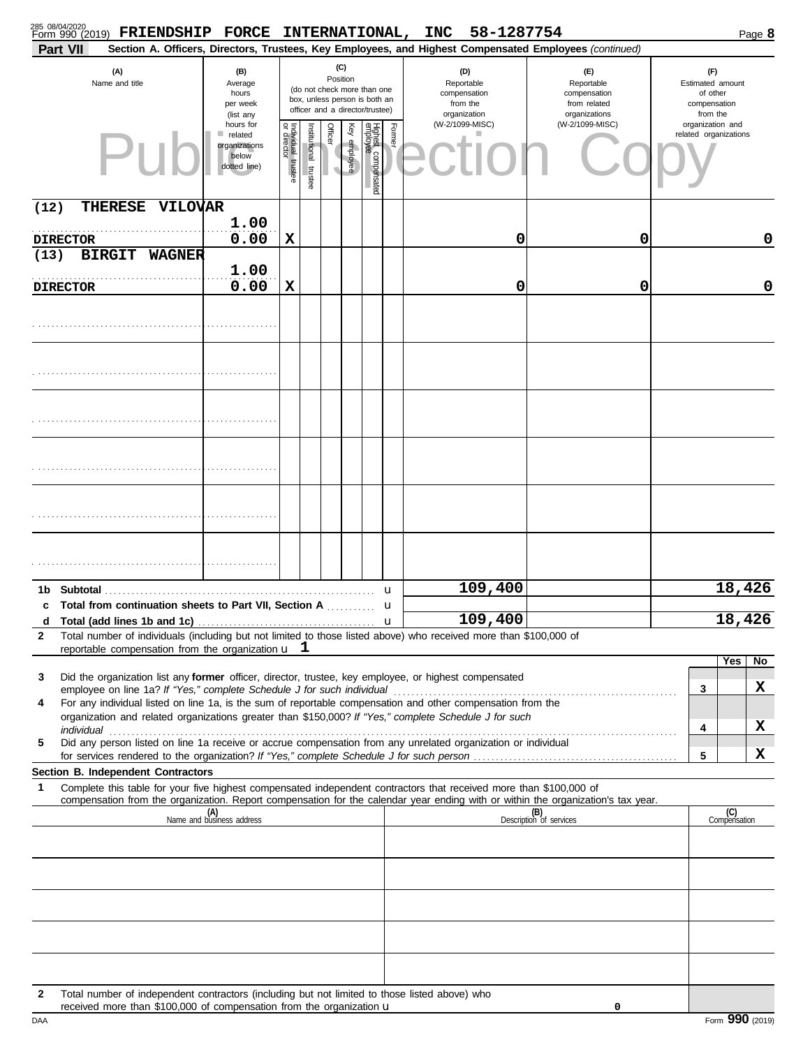Form 990 (2019) **FRIENDSHIP FORCE INTERNATIONAL, INC 58-1287754** Page **8**

**Part VII** **Section A. Officers, Directors, Trustees, Key Employees, and Highest Compensated Employees** *(continued)*

| (A) Name and title | (B) Average hours per week (list any hours for related organizations below dotted line) | (C) Position: Individual trustee or director | Institutional trustee | Officer | Key employee | Highest compensated employee | Former | (D) Reportable compensation from the organization (W-2/1099-MISC) | (E) Reportable compensation from related organizations (W-2/1099-MISC) | (F) Estimated amount of other compensation from the organization and related organizations |
|---|---|---|---|---|---|---|---|---|---|---|
| (12) THERESE VILOVAR<br>DIRECTOR | 1.00<br>0.00 | X | | | | | | 0 | 0 | 0 |
| (13) BIRGIT WAGNER<br>DIRECTOR | 1.00<br>0.00 | X | | | | | | 0 | 0 | 0 |
| | | | | | | | | | | |
| | | | | | | | | | | |
| | | | | | | | | | | |
| | | | | | | | | | | |
| | | | | | | | | | | |
| | | | | | | | | | | |

| | | (D) | (E) | (F) |
|---|---|---|---|---|
| **1b** | **Subtotal** | 109,400 | | 18,426 |
| **c** | **Total from continuation sheets to Part VII, Section A** | | | |
| **d** | **Total (add lines 1b and 1c)** | 109,400 | | 18,426 |

**2** Total number of individuals (including but not limited to those listed above) who received more than $100,000 of reportable compensation from the organization u 1

| | | | Yes | No |
|---|---|---|---|---|
| **3** | Did the organization list any **former** officer, director, trustee, key employee, or highest compensated employee on line 1a? *If "Yes," complete Schedule J for such individual* | 3 | | X |
| **4** | For any individual listed on line 1a, is the sum of reportable compensation and other compensation from the organization and related organizations greater than $150,000? *If "Yes," complete Schedule J for such individual* | 4 | | X |
| **5** | Did any person listed on line 1a receive or accrue compensation from any unrelated organization or individual for services rendered to the organization? *If "Yes," complete Schedule J for such person* | 5 | | X |

**Section B. Independent Contractors**

**1** Complete this table for your five highest compensated independent contractors that received more than $100,000 of compensation from the organization. Report compensation for the calendar year ending with or within the organization's tax year.

| (A) Name and business address | (B) Description of services | (C) Compensation |
|---|---|---|
| | | |
| | | |
| | | |
| | | |
| | | |

**2** Total number of independent contractors (including but not limited to those listed above) who received more than $100,000 of compensation from the organization u 0

DAA Form **990** (2019)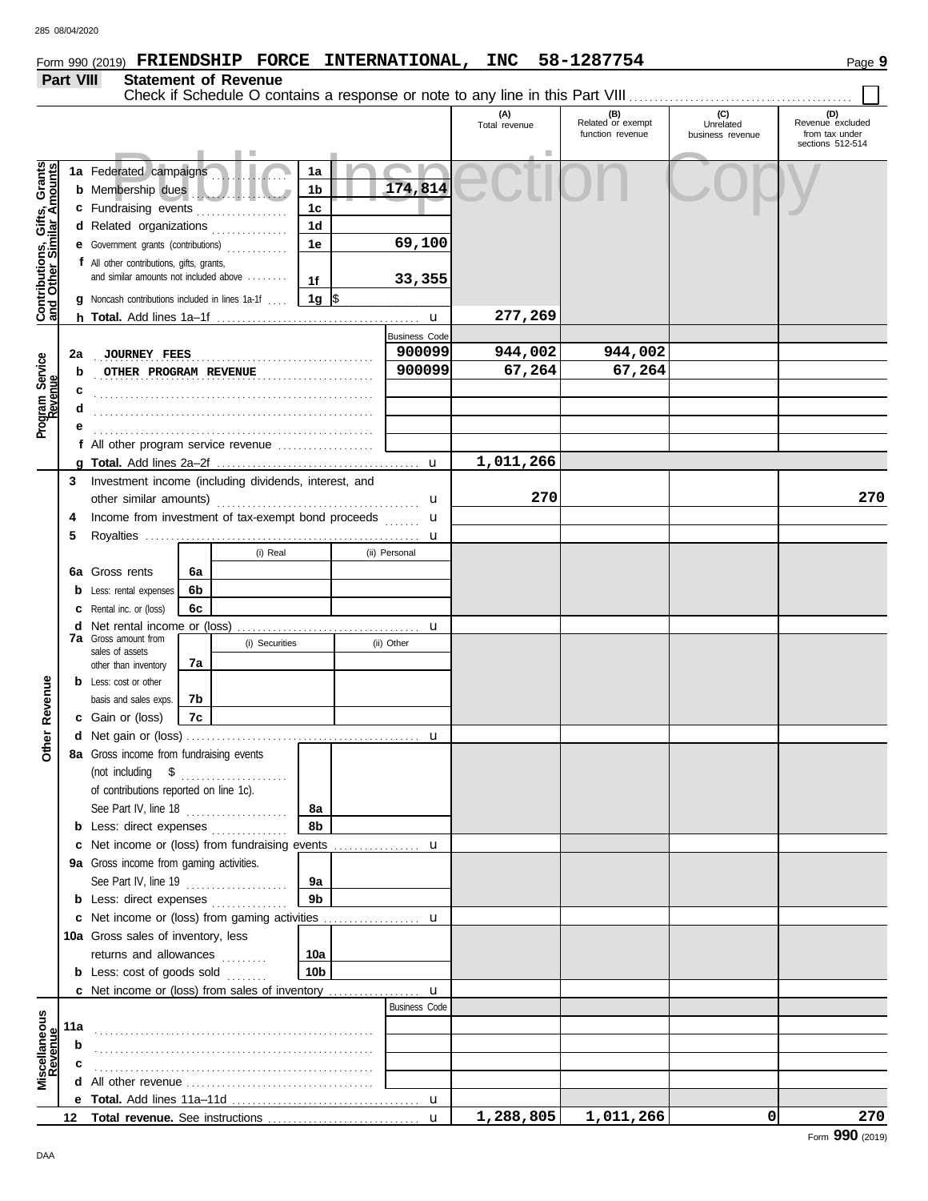Form 990 (2019) **FRIENDSHIP FORCE INTERNATIONAL, INC 58-1287754**

## Part VIII Statement of Revenue

Check if Schedule O contains a response or note to any line in this Part VIII ☐

| | | | (A) Total revenue | (B) Related or exempt function revenue | (C) Unrelated business revenue | (D) Revenue excluded from tax under sections 512-514 |
|---|---|---|---|---|---|---|
| **Contributions, Gifts, Grants and Other Similar Amounts** | | | | | | |
| 1a | Federated campaigns | 1a | | | | |
| b | Membership dues | 1b 174,814 | | | | |
| c | Fundraising events | 1c | | | | |
| d | Related organizations | 1d | | | | |
| e | Government grants (contributions) | 1e 69,100 | | | | |
| f | All other contributions, gifts, grants, and similar amounts not included above | 1f 33,355 | | | | |
| g | Noncash contributions included in lines 1a-1f | 1g $ | | | | |
| h | **Total.** Add lines 1a–1f | u | 277,269 | | | |
| **Program Service Revenue** | | Business Code | | | | |
| 2a | JOURNEY FEES | 900099 | 944,002 | 944,002 | | |
| b | OTHER PROGRAM REVENUE | 900099 | 67,264 | 67,264 | | |
| c | | | | | | |
| d | | | | | | |
| e | | | | | | |
| f | All other program service revenue | | | | | |
| g | **Total.** Add lines 2a–2f | u | 1,011,266 | | | |
| **Other Revenue** | | | | | | |
| 3 | Investment income (including dividends, interest, and other similar amounts) | u | 270 | | | 270 |
| 4 | Income from investment of tax-exempt bond proceeds | u | | | | |
| 5 | Royalties | u | | | | |
| | | (i) Real / (ii) Personal | | | | |
| 6a | Gross rents | 6a | | | | |
| b | Less: rental expenses | 6b | | | | |
| c | Rental inc. or (loss) | 6c | | | | |
| d | Net rental income or (loss) | u | | | | |
| | | (i) Securities / (ii) Other | | | | |
| 7a | Gross amount from sales of assets other than inventory | 7a | | | | |
| b | Less: cost or other basis and sales exps. | 7b | | | | |
| c | Gain or (loss) | 7c | | | | |
| d | Net gain or (loss) | u | | | | |
| 8a | Gross income from fundraising events (not including $ of contributions reported on line 1c). See Part IV, line 18 | 8a | | | | |
| b | Less: direct expenses | 8b | | | | |
| c | Net income or (loss) from fundraising events | u | | | | |
| 9a | Gross income from gaming activities. See Part IV, line 19 | 9a | | | | |
| b | Less: direct expenses | 9b | | | | |
| c | Net income or (loss) from gaming activities | u | | | | |
| 10a | Gross sales of inventory, less returns and allowances | 10a | | | | |
| b | Less: cost of goods sold | 10b | | | | |
| c | Net income or (loss) from sales of inventory | u | | | | |
| **Miscellaneous Revenue** | | Business Code | | | | |
| 11a | | | | | | |
| b | | | | | | |
| c | | | | | | |
| d | All other revenue | | | | | |
| e | **Total.** Add lines 11a–11d | u | | | | |
| 12 | **Total revenue.** See instructions | u | 1,288,805 | 1,011,266 | 0 | 270 |

Form **990** (2019)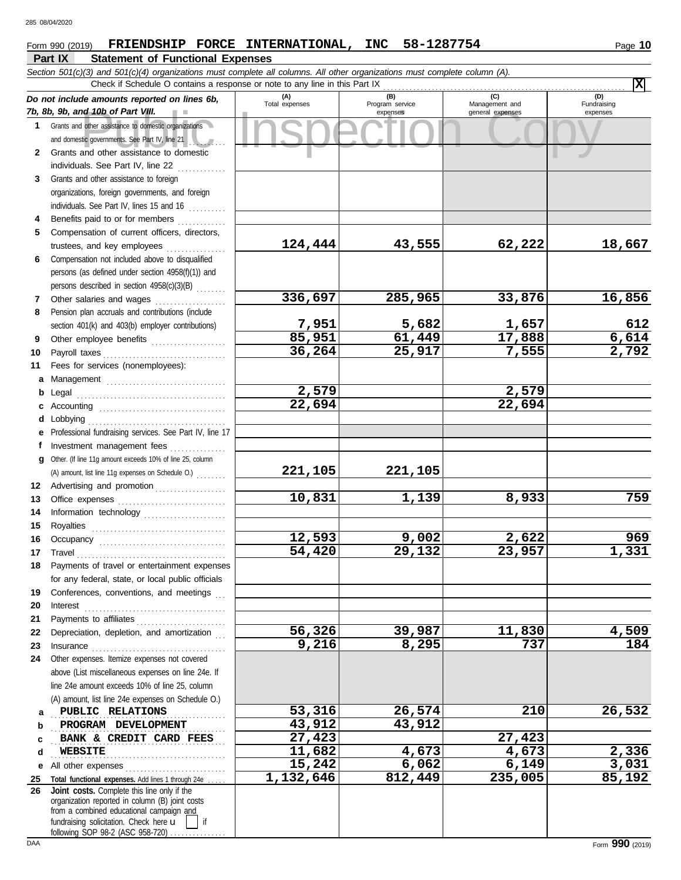Form 990 (2019) **FRIENDSHIP FORCE INTERNATIONAL, INC 58-1287754** Page **10**

## Part IX Statement of Functional Expenses

*Section 501(c)(3) and 501(c)(4) organizations must complete all columns. All other organizations must complete column (A).*

Check if Schedule O contains a response or note to any line in this Part IX . . . . . . [X]

| *Do not include amounts reported on lines 6b, 7b, 8b, 9b, and 10b of Part VIII.* | (A) Total expenses | (B) Program service expenses | (C) Management and general expenses | (D) Fundraising expenses |
|---|---|---|---|---|
| **1** Grants and other assistance to domestic organizations and domestic governments. See Part IV, line 21 | | | | |
| **2** Grants and other assistance to domestic individuals. See Part IV, line 22 | | | | |
| **3** Grants and other assistance to foreign organizations, foreign governments, and foreign individuals. See Part IV, lines 15 and 16 | | | | |
| **4** Benefits paid to or for members | | | | |
| **5** Compensation of current officers, directors, trustees, and key employees | 124,444 | 43,555 | 62,222 | 18,667 |
| **6** Compensation not included above to disqualified persons (as defined under section 4958(f)(1)) and persons described in section 4958(c)(3)(B) | | | | |
| **7** Other salaries and wages | 336,697 | 285,965 | 33,876 | 16,856 |
| **8** Pension plan accruals and contributions (include section 401(k) and 403(b) employer contributions) | 7,951 | 5,682 | 1,657 | 612 |
| **9** Other employee benefits | 85,951 | 61,449 | 17,888 | 6,614 |
| **10** Payroll taxes | 36,264 | 25,917 | 7,555 | 2,792 |
| **11** Fees for services (nonemployees): | | | | |
| **a** Management | | | | |
| **b** Legal | 2,579 | | 2,579 | |
| **c** Accounting | 22,694 | | 22,694 | |
| **d** Lobbying | | | | |
| **e** Professional fundraising services. See Part IV, line 17 | | | | |
| **f** Investment management fees | | | | |
| **g** Other. (If line 11g amount exceeds 10% of line 25, column (A) amount, list line 11g expenses on Schedule O.) | 221,105 | 221,105 | | |
| **12** Advertising and promotion | | | | |
| **13** Office expenses | 10,831 | 1,139 | 8,933 | 759 |
| **14** Information technology | | | | |
| **15** Royalties | | | | |
| **16** Occupancy | 12,593 | 9,002 | 2,622 | 969 |
| **17** Travel | 54,420 | 29,132 | 23,957 | 1,331 |
| **18** Payments of travel or entertainment expenses for any federal, state, or local public officials | | | | |
| **19** Conferences, conventions, and meetings | | | | |
| **20** Interest | | | | |
| **21** Payments to affiliates | | | | |
| **22** Depreciation, depletion, and amortization | 56,326 | 39,987 | 11,830 | 4,509 |
| **23** Insurance | 9,216 | 8,295 | 737 | 184 |
| **24** Other expenses. Itemize expenses not covered above (List miscellaneous expenses on line 24e. If line 24e amount exceeds 10% of line 25, column (A) amount, list line 24e expenses on Schedule O.) | | | | |
| **a** PUBLIC RELATIONS | 53,316 | 26,574 | 210 | 26,532 |
| **b** PROGRAM DEVELOPMENT | 43,912 | 43,912 | | |
| **c** BANK & CREDIT CARD FEES | 27,423 | | 27,423 | |
| **d** WEBSITE | 11,682 | 4,673 | 4,673 | 2,336 |
| **e** All other expenses | 15,242 | 6,062 | 6,149 | 3,031 |
| **25 Total functional expenses.** Add lines 1 through 24e | 1,132,646 | 812,449 | 235,005 | 85,192 |
| **26 Joint costs.** Complete this line only if the organization reported in column (B) joint costs from a combined educational campaign and fundraising solicitation. Check here [ ] if following SOP 98-2 (ASC 958-720) | | | | |

Form **990** (2019)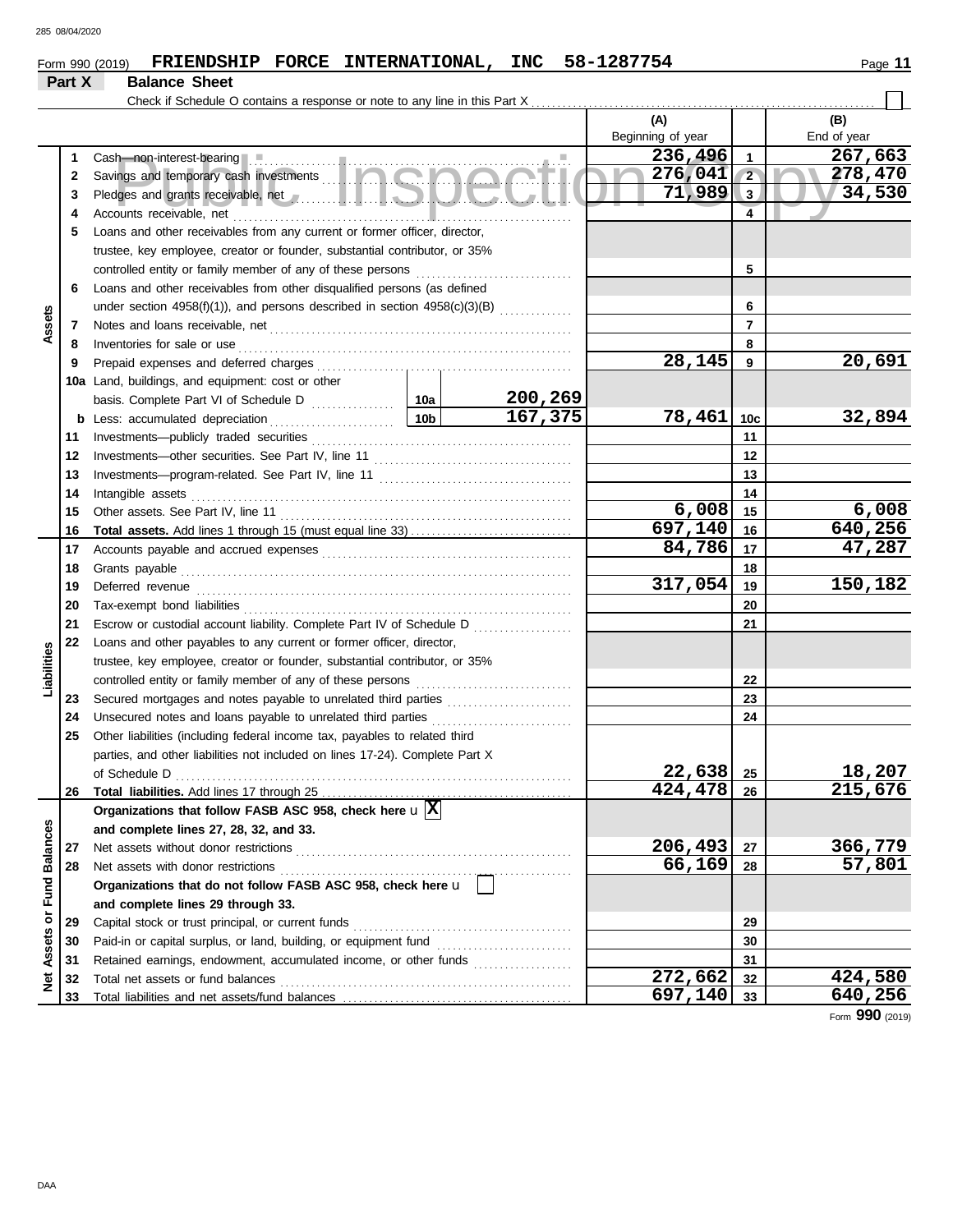Form 990 (2019) **FRIENDSHIP FORCE INTERNATIONAL, INC 58-1287754** Page **11**

## Part X Balance Sheet

Check if Schedule O contains a response or note to any line in this Part X . . . . . . . . . . ☐

| | | | | (A) Beginning of year | | (B) End of year |
|---|---|---|---|---|---|---|
| **Assets** | 1 | Cash—non-interest-bearing | | 236,496 | 1 | 267,663 |
| | 2 | Savings and temporary cash investments | | 276,041 | 2 | 278,470 |
| | 3 | Pledges and grants receivable, net | | 71,989 | 3 | 34,530 |
| | 4 | Accounts receivable, net | | | 4 | |
| | 5 | Loans and other receivables from any current or former officer, director, trustee, key employee, creator or founder, substantial contributor, or 35% controlled entity or family member of any of these persons | | | 5 | |
| | 6 | Loans and other receivables from other disqualified persons (as defined under section 4958(f)(1)), and persons described in section 4958(c)(3)(B) | | | 6 | |
| | 7 | Notes and loans receivable, net | | | 7 | |
| | 8 | Inventories for sale or use | | | 8 | |
| | 9 | Prepaid expenses and deferred charges | | 28,145 | 9 | 20,691 |
| | 10a | Land, buildings, and equipment: cost or other basis. Complete Part VI of Schedule D | 10a 200,269 | | | |
| | b | Less: accumulated depreciation | 10b 167,375 | 78,461 | 10c | 32,894 |
| | 11 | Investments—publicly traded securities | | | 11 | |
| | 12 | Investments—other securities. See Part IV, line 11 | | | 12 | |
| | 13 | Investments—program-related. See Part IV, line 11 | | | 13 | |
| | 14 | Intangible assets | | | 14 | |
| | 15 | Other assets. See Part IV, line 11 | | 6,008 | 15 | 6,008 |
| | 16 | **Total assets.** Add lines 1 through 15 (must equal line 33) | | 697,140 | 16 | 640,256 |
| **Liabilities** | 17 | Accounts payable and accrued expenses | | 84,786 | 17 | 47,287 |
| | 18 | Grants payable | | | 18 | |
| | 19 | Deferred revenue | | 317,054 | 19 | 150,182 |
| | 20 | Tax-exempt bond liabilities | | | 20 | |
| | 21 | Escrow or custodial account liability. Complete Part IV of Schedule D | | | 21 | |
| | 22 | Loans and other payables to any current or former officer, director, trustee, key employee, creator or founder, substantial contributor, or 35% controlled entity or family member of any of these persons | | | 22 | |
| | 23 | Secured mortgages and notes payable to unrelated third parties | | | 23 | |
| | 24 | Unsecured notes and loans payable to unrelated third parties | | | 24 | |
| | 25 | Other liabilities (including federal income tax, payables to related third parties, and other liabilities not included on lines 17-24). Complete Part X of Schedule D | | 22,638 | 25 | 18,207 |
| | 26 | **Total liabilities.** Add lines 17 through 25 | | 424,478 | 26 | 215,676 |
| **Net Assets or Fund Balances** | | **Organizations that follow FASB ASC 958, check here** u ☒ **and complete lines 27, 28, 32, and 33.** | | | | |
| | 27 | Net assets without donor restrictions | | 206,493 | 27 | 366,779 |
| | 28 | Net assets with donor restrictions | | 66,169 | 28 | 57,801 |
| | | **Organizations that do not follow FASB ASC 958, check here** u ☐ **and complete lines 29 through 33.** | | | | |
| | 29 | Capital stock or trust principal, or current funds | | | 29 | |
| | 30 | Paid-in or capital surplus, or land, building, or equipment fund | | | 30 | |
| | 31 | Retained earnings, endowment, accumulated income, or other funds | | | 31 | |
| | 32 | Total net assets or fund balances | | 272,662 | 32 | 424,580 |
| | 33 | Total liabilities and net assets/fund balances | | 697,140 | 33 | 640,256 |

Form **990** (2019)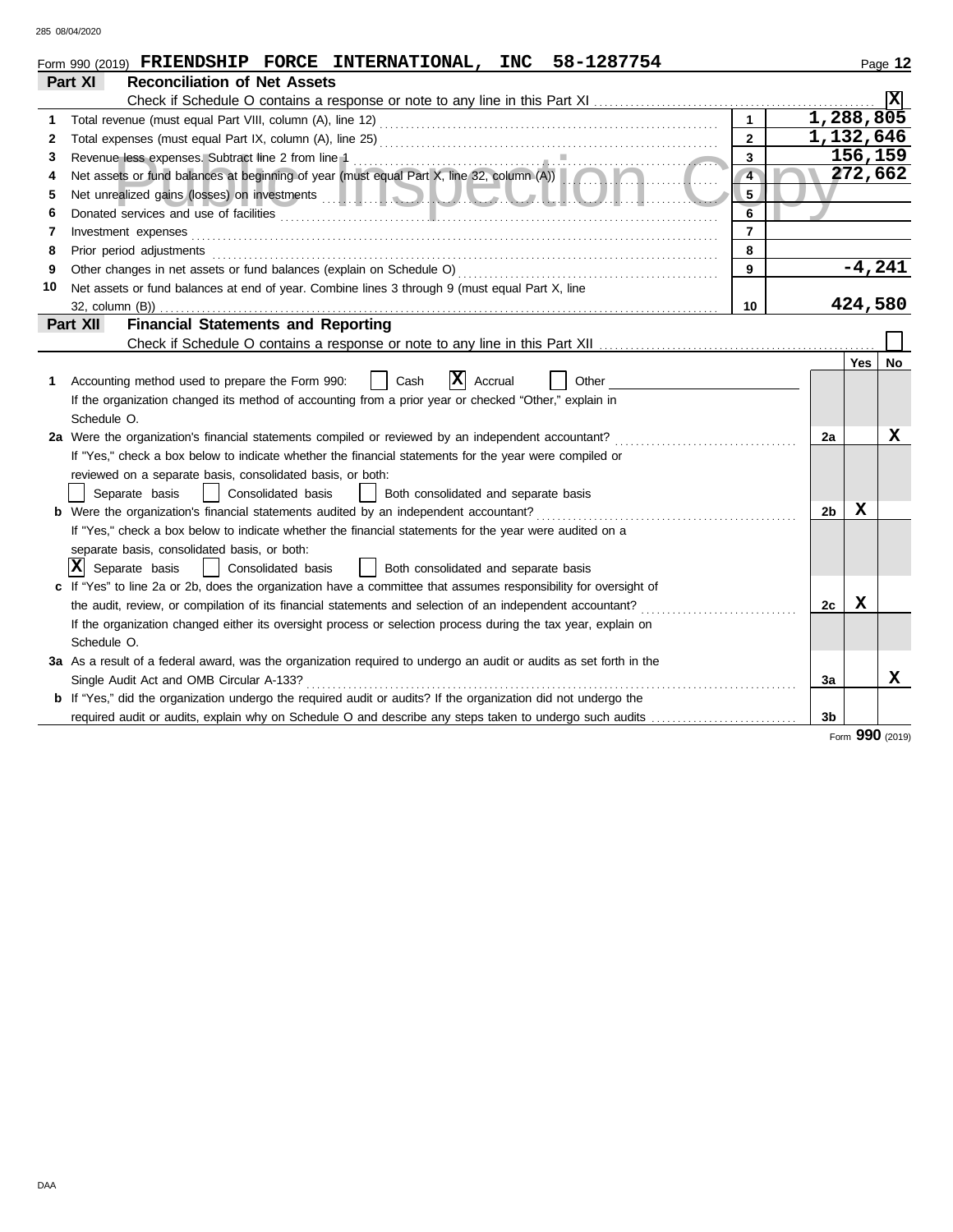Form 990 (2019) **FRIENDSHIP FORCE INTERNATIONAL, INC 58-1287754** Page **12**

## Part XI Reconciliation of Net Assets

Check if Schedule O contains a response or note to any line in this Part XI .......... [X]

| | | | |
|---|---|---|---|
| 1 | Total revenue (must equal Part VIII, column (A), line 12) | 1 | 1,288,805 |
| 2 | Total expenses (must equal Part IX, column (A), line 25) | 2 | 1,132,646 |
| 3 | Revenue less expenses. Subtract line 2 from line 1 | 3 | 156,159 |
| 4 | Net assets or fund balances at beginning of year (must equal Part X, line 32, column (A)) | 4 | 272,662 |
| 5 | Net unrealized gains (losses) on investments | 5 | |
| 6 | Donated services and use of facilities | 6 | |
| 7 | Investment expenses | 7 | |
| 8 | Prior period adjustments | 8 | |
| 9 | Other changes in net assets or fund balances (explain on Schedule O) | 9 | -4,241 |
| 10 | Net assets or fund balances at end of year. Combine lines 3 through 9 (must equal Part X, line 32, column (B)) | 10 | 424,580 |

## Part XII Financial Statements and Reporting

Check if Schedule O contains a response or note to any line in this Part XII .......... [ ]

| | | | Yes | No |
|---|---|---|---|---|
| 1 | Accounting method used to prepare the Form 990: [ ] Cash [X] Accrual [ ] Other<br>If the organization changed its method of accounting from a prior year or checked "Other," explain in Schedule O. | | | |
| 2a | Were the organization's financial statements compiled or reviewed by an independent accountant?<br>If "Yes," check a box below to indicate whether the financial statements for the year were compiled or reviewed on a separate basis, consolidated basis, or both:<br>[ ] Separate basis [ ] Consolidated basis [ ] Both consolidated and separate basis | 2a | | X |
| b | Were the organization's financial statements audited by an independent accountant?<br>If "Yes," check a box below to indicate whether the financial statements for the year were audited on a separate basis, consolidated basis, or both:<br>[X] Separate basis [ ] Consolidated basis [ ] Both consolidated and separate basis | 2b | X | |
| c | If "Yes" to line 2a or 2b, does the organization have a committee that assumes responsibility for oversight of the audit, review, or compilation of its financial statements and selection of an independent accountant?<br>If the organization changed either its oversight process or selection process during the tax year, explain on Schedule O. | 2c | X | |
| 3a | As a result of a federal award, was the organization required to undergo an audit or audits as set forth in the Single Audit Act and OMB Circular A-133? | 3a | | X |
| b | If "Yes," did the organization undergo the required audit or audits? If the organization did not undergo the required audit or audits, explain why on Schedule O and describe any steps taken to undergo such audits | 3b | | |

Form **990** (2019)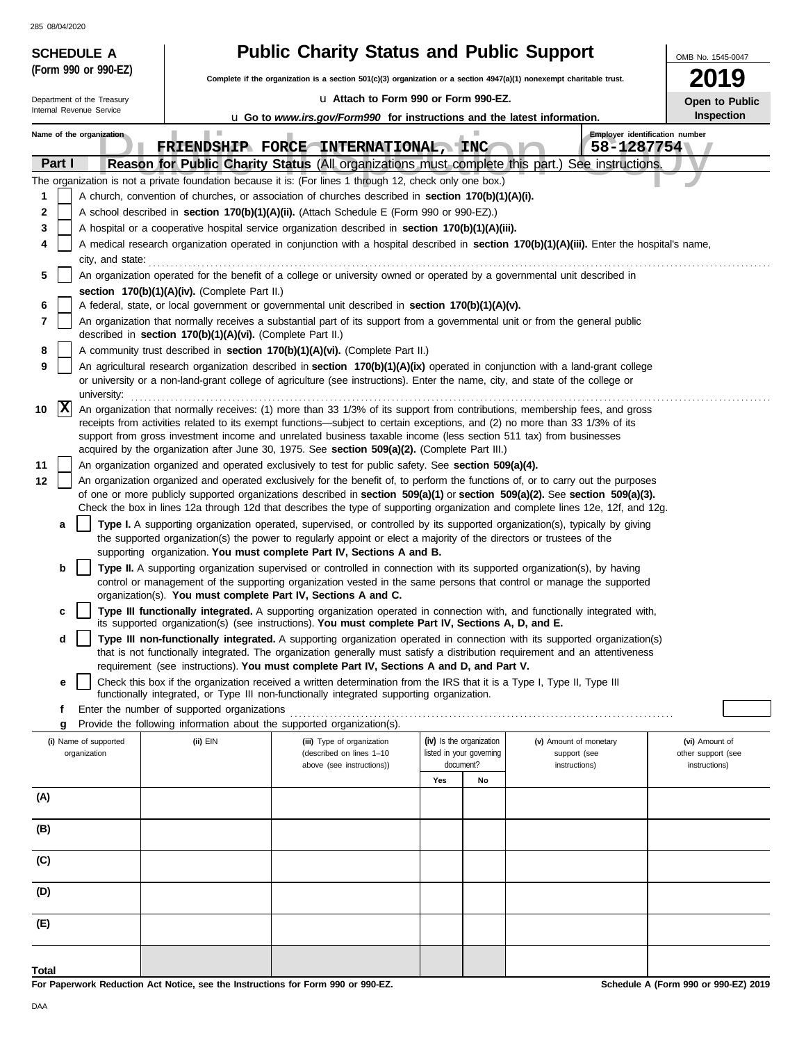285 08/04/2020

**SCHEDULE A**
**(Form 990 or 990-EZ)**

Department of the Treasury
Internal Revenue Service

# Public Charity Status and Public Support

**Complete if the organization is a section 501(c)(3) organization or a section 4947(a)(1) nonexempt charitable trust.**

u **Attach to Form 990 or Form 990-EZ.**

u **Go to *www.irs.gov/Form990* for instructions and the latest information.**

OMB No. 1545-0047

**2019**

**Open to Public Inspection**

**Name of the organization:** FRIENDSHIP FORCE INTERNATIONAL, INC

**Employer identification number:** 58-1287754

Public Inspection Copy

## Part I Reason for Public Charity Status (All organizations must complete this part.) See instructions.

The organization is not a private foundation because it is: (For lines 1 through 12, check only one box.)

1. [ ] A church, convention of churches, or association of churches described in **section 170(b)(1)(A)(i).**
2. [ ] A school described in **section 170(b)(1)(A)(ii).** (Attach Schedule E (Form 990 or 990-EZ).)
3. [ ] A hospital or a cooperative hospital service organization described in **section 170(b)(1)(A)(iii).**
4. [ ] A medical research organization operated in conjunction with a hospital described in **section 170(b)(1)(A)(iii).** Enter the hospital's name, city, and state:
5. [ ] An organization operated for the benefit of a college or university owned or operated by a governmental unit described in **section 170(b)(1)(A)(iv).** (Complete Part II.)
6. [ ] A federal, state, or local government or governmental unit described in **section 170(b)(1)(A)(v).**
7. [ ] An organization that normally receives a substantial part of its support from a governmental unit or from the general public described in **section 170(b)(1)(A)(vi).** (Complete Part II.)
8. [ ] A community trust described in **section 170(b)(1)(A)(vi).** (Complete Part II.)
9. [ ] An agricultural research organization described in **section 170(b)(1)(A)(ix)** operated in conjunction with a land-grant college or university or a non-land-grant college of agriculture (see instructions). Enter the name, city, and state of the college or university:
10. [X] An organization that normally receives: (1) more than 33 1/3% of its support from contributions, membership fees, and gross receipts from activities related to its exempt functions—subject to certain exceptions, and (2) no more than 33 1/3% of its support from gross investment income and unrelated business taxable income (less section 511 tax) from businesses acquired by the organization after June 30, 1975. See **section 509(a)(2).** (Complete Part III.)
11. [ ] An organization organized and operated exclusively to test for public safety. See **section 509(a)(4).**
12. [ ] An organization organized and operated exclusively for the benefit of, to perform the functions of, or to carry out the purposes of one or more publicly supported organizations described in **section 509(a)(1)** or **section 509(a)(2).** See **section 509(a)(3).** Check the box in lines 12a through 12d that describes the type of supporting organization and complete lines 12e, 12f, and 12g.
   - **a** [ ] **Type I.** A supporting organization operated, supervised, or controlled by its supported organization(s), typically by giving the supported organization(s) the power to regularly appoint or elect a majority of the directors or trustees of the supporting organization. **You must complete Part IV, Sections A and B.**
   - **b** [ ] **Type II.** A supporting organization supervised or controlled in connection with its supported organization(s), by having control or management of the supporting organization vested in the same persons that control or manage the supported organization(s). **You must complete Part IV, Sections A and C.**
   - **c** [ ] **Type III functionally integrated.** A supporting organization operated in connection with, and functionally integrated with, its supported organization(s) (see instructions). **You must complete Part IV, Sections A, D, and E.**
   - **d** [ ] **Type III non-functionally integrated.** A supporting organization operated in connection with its supported organization(s) that is not functionally integrated. The organization generally must satisfy a distribution requirement and an attentiveness requirement (see instructions). **You must complete Part IV, Sections A and D, and Part V.**
   - **e** [ ] Check this box if the organization received a written determination from the IRS that it is a Type I, Type II, Type III functionally integrated, or Type III non-functionally integrated supporting organization.
   - **f** Enter the number of supported organizations
   - **g** Provide the following information about the supported organization(s).

| (i) Name of supported organization | (ii) EIN | (iii) Type of organization (described on lines 1–10 above (see instructions)) | (iv) Is the organization listed in your governing document? Yes | No | (v) Amount of monetary support (see instructions) | (vi) Amount of other support (see instructions) |
|---|---|---|---|---|---|---|
| (A) | | | | | | |
| (B) | | | | | | |
| (C) | | | | | | |
| (D) | | | | | | |
| (E) | | | | | | |
| **Total** | | | | | | |

**For Paperwork Reduction Act Notice, see the Instructions for Form 990 or 990-EZ.** **Schedule A (Form 990 or 990-EZ) 2019**

DAA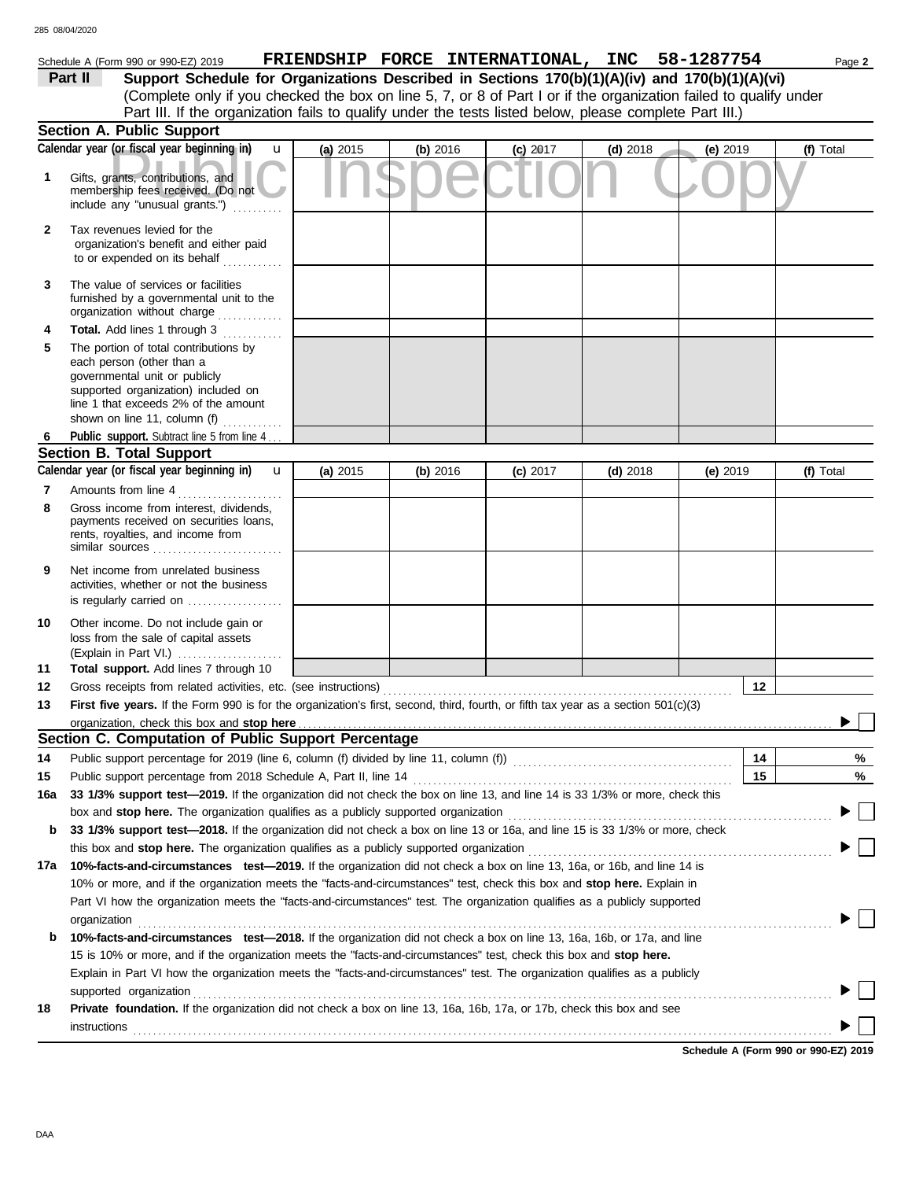Schedule A (Form 990 or 990-EZ) 2019 **FRIENDSHIP FORCE INTERNATIONAL, INC 58-1287754** Page **2**

**Part II** **Support Schedule for Organizations Described in Sections 170(b)(1)(A)(iv) and 170(b)(1)(A)(vi)**
(Complete only if you checked the box on line 5, 7, or 8 of Part I or if the organization failed to qualify under Part III. If the organization fails to qualify under the tests listed below, please complete Part III.)

**Section A. Public Support**

| Calendar year (or fiscal year beginning in) | (a) 2015 | (b) 2016 | (c) 2017 | (d) 2018 | (e) 2019 | (f) Total |
|---|---|---|---|---|---|---|
| **1** Gifts, grants, contributions, and membership fees received. (Do not include any "unusual grants.") | | | | | | |
| **2** Tax revenues levied for the organization's benefit and either paid to or expended on its behalf | | | | | | |
| **3** The value of services or facilities furnished by a governmental unit to the organization without charge | | | | | | |
| **4** **Total.** Add lines 1 through 3 | | | | | | |
| **5** The portion of total contributions by each person (other than a governmental unit or publicly supported organization) included on line 1 that exceeds 2% of the amount shown on line 11, column (f) | | | | | | |
| **6** **Public support.** Subtract line 5 from line 4 | | | | | | |

**Section B. Total Support**

| Calendar year (or fiscal year beginning in) | (a) 2015 | (b) 2016 | (c) 2017 | (d) 2018 | (e) 2019 | (f) Total |
|---|---|---|---|---|---|---|
| **7** Amounts from line 4 | | | | | | |
| **8** Gross income from interest, dividends, payments received on securities loans, rents, royalties, and income from similar sources | | | | | | |
| **9** Net income from unrelated business activities, whether or not the business is regularly carried on | | | | | | |
| **10** Other income. Do not include gain or loss from the sale of capital assets (Explain in Part VI.) | | | | | | |
| **11** **Total support.** Add lines 7 through 10 | | | | | | |

**12** Gross receipts from related activities, etc. (see instructions) **12**

**13** **First five years.** If the Form 990 is for the organization's first, second, third, fourth, or fifth tax year as a section 501(c)(3) organization, check this box and **stop here** ☐

**Section C. Computation of Public Support Percentage**

**14** Public support percentage for 2019 (line 6, column (f) divided by line 11, column (f)) **14** %

**15** Public support percentage from 2018 Schedule A, Part II, line 14 **15** %

**16a** **33 1/3% support test—2019.** If the organization did not check the box on line 13, and line 14 is 33 1/3% or more, check this box and **stop here.** The organization qualifies as a publicly supported organization ☐

**b** **33 1/3% support test—2018.** If the organization did not check a box on line 13 or 16a, and line 15 is 33 1/3% or more, check this box and **stop here.** The organization qualifies as a publicly supported organization ☐

**17a** **10%-facts-and-circumstances test—2019.** If the organization did not check a box on line 13, 16a, or 16b, and line 14 is 10% or more, and if the organization meets the "facts-and-circumstances" test, check this box and **stop here.** Explain in Part VI how the organization meets the "facts-and-circumstances" test. The organization qualifies as a publicly supported organization ☐

**b** **10%-facts-and-circumstances test—2018.** If the organization did not check a box on line 13, 16a, 16b, or 17a, and line 15 is 10% or more, and if the organization meets the "facts-and-circumstances" test, check this box and **stop here.** Explain in Part VI how the organization meets the "facts-and-circumstances" test. The organization qualifies as a publicly supported organization ☐

**18** **Private foundation.** If the organization did not check a box on line 13, 16a, 16b, 17a, or 17b, check this box and see instructions ☐

**Schedule A (Form 990 or 990-EZ) 2019**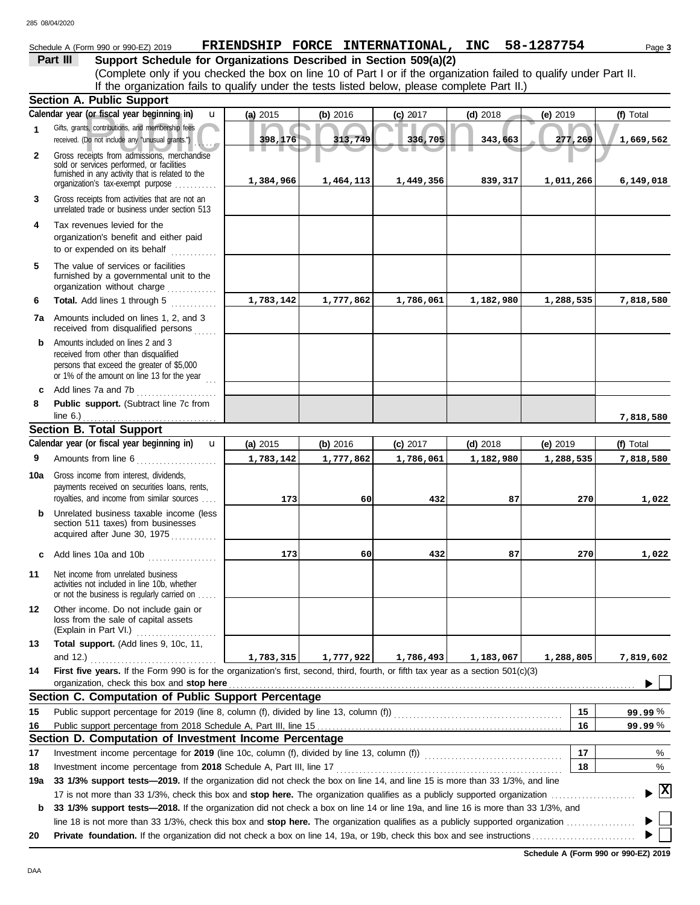Schedule A (Form 990 or 990-EZ) 2019 **FRIENDSHIP FORCE INTERNATIONAL, INC 58-1287754** Page 3

**Part III Support Schedule for Organizations Described in Section 509(a)(2)**

(Complete only if you checked the box on line 10 of Part I or if the organization failed to qualify under Part II. If the organization fails to qualify under the tests listed below, please complete Part II.)

**Section A. Public Support**

| Calendar year (or fiscal year beginning in) | (a) 2015 | (b) 2016 | (c) 2017 | (d) 2018 | (e) 2019 | (f) Total |
|---|---|---|---|---|---|---|
| 1 Gifts, grants, contributions, and membership fees received. (Do not include any "unusual grants.") | 398,176 | 313,749 | 336,705 | 343,663 | 277,269 | 1,669,562 |
| 2 Gross receipts from admissions, merchandise sold or services performed, or facilities furnished in any activity that is related to the organization's tax-exempt purpose | 1,384,966 | 1,464,113 | 1,449,356 | 839,317 | 1,011,266 | 6,149,018 |
| 3 Gross receipts from activities that are not an unrelated trade or business under section 513 | | | | | | |
| 4 Tax revenues levied for the organization's benefit and either paid to or expended on its behalf | | | | | | |
| 5 The value of services or facilities furnished by a governmental unit to the organization without charge | | | | | | |
| 6 **Total.** Add lines 1 through 5 | 1,783,142 | 1,777,862 | 1,786,061 | 1,182,980 | 1,288,535 | 7,818,580 |
| 7a Amounts included on lines 1, 2, and 3 received from disqualified persons | | | | | | |
| b Amounts included on lines 2 and 3 received from other than disqualified persons that exceed the greater of $5,000 or 1% of the amount on line 13 for the year | | | | | | |
| c Add lines 7a and 7b | | | | | | |
| 8 **Public support.** (Subtract line 7c from line 6.) | | | | | | 7,818,580 |

**Section B. Total Support**

| Calendar year (or fiscal year beginning in) | (a) 2015 | (b) 2016 | (c) 2017 | (d) 2018 | (e) 2019 | (f) Total |
|---|---|---|---|---|---|---|
| 9 Amounts from line 6 | 1,783,142 | 1,777,862 | 1,786,061 | 1,182,980 | 1,288,535 | 7,818,580 |
| 10a Gross income from interest, dividends, payments received on securities loans, rents, royalties, and income from similar sources | 173 | 60 | 432 | 87 | 270 | 1,022 |
| b Unrelated business taxable income (less section 511 taxes) from businesses acquired after June 30, 1975 | | | | | | |
| c Add lines 10a and 10b | 173 | 60 | 432 | 87 | 270 | 1,022 |
| 11 Net income from unrelated business activities not included in line 10b, whether or not the business is regularly carried on | | | | | | |
| 12 Other income. Do not include gain or loss from the sale of capital assets (Explain in Part VI.) | | | | | | |
| 13 **Total support.** (Add lines 9, 10c, 11, and 12.) | 1,783,315 | 1,777,922 | 1,786,493 | 1,183,067 | 1,288,805 | 7,819,602 |

14 **First five years.** If the Form 990 is for the organization's first, second, third, fourth, or fifth tax year as a section 501(c)(3) organization, check this box and **stop here** ☐

**Section C. Computation of Public Support Percentage**

| | | | |
|---|---|---|---|
| 15 | Public support percentage for 2019 (line 8, column (f), divided by line 13, column (f)) | 15 | 99.99 % |
| 16 | Public support percentage from 2018 Schedule A, Part III, line 15 | 16 | 99.99 % |

**Section D. Computation of Investment Income Percentage**

| | | | |
|---|---|---|---|
| 17 | Investment income percentage for **2019** (line 10c, column (f), divided by line 13, column (f)) | 17 | % |
| 18 | Investment income percentage from **2018** Schedule A, Part III, line 17 | 18 | % |

19a **33 1/3% support tests—2019.** If the organization did not check the box on line 14, and line 15 is more than 33 1/3%, and line 17 is not more than 33 1/3%, check this box and **stop here.** The organization qualifies as a publicly supported organization ☒

b **33 1/3% support tests—2018.** If the organization did not check a box on line 14 or line 19a, and line 16 is more than 33 1/3%, and line 18 is not more than 33 1/3%, check this box and **stop here.** The organization qualifies as a publicly supported organization ☐

20 **Private foundation.** If the organization did not check a box on line 14, 19a, or 19b, check this box and see instructions ☐

**Schedule A (Form 990 or 990-EZ) 2019**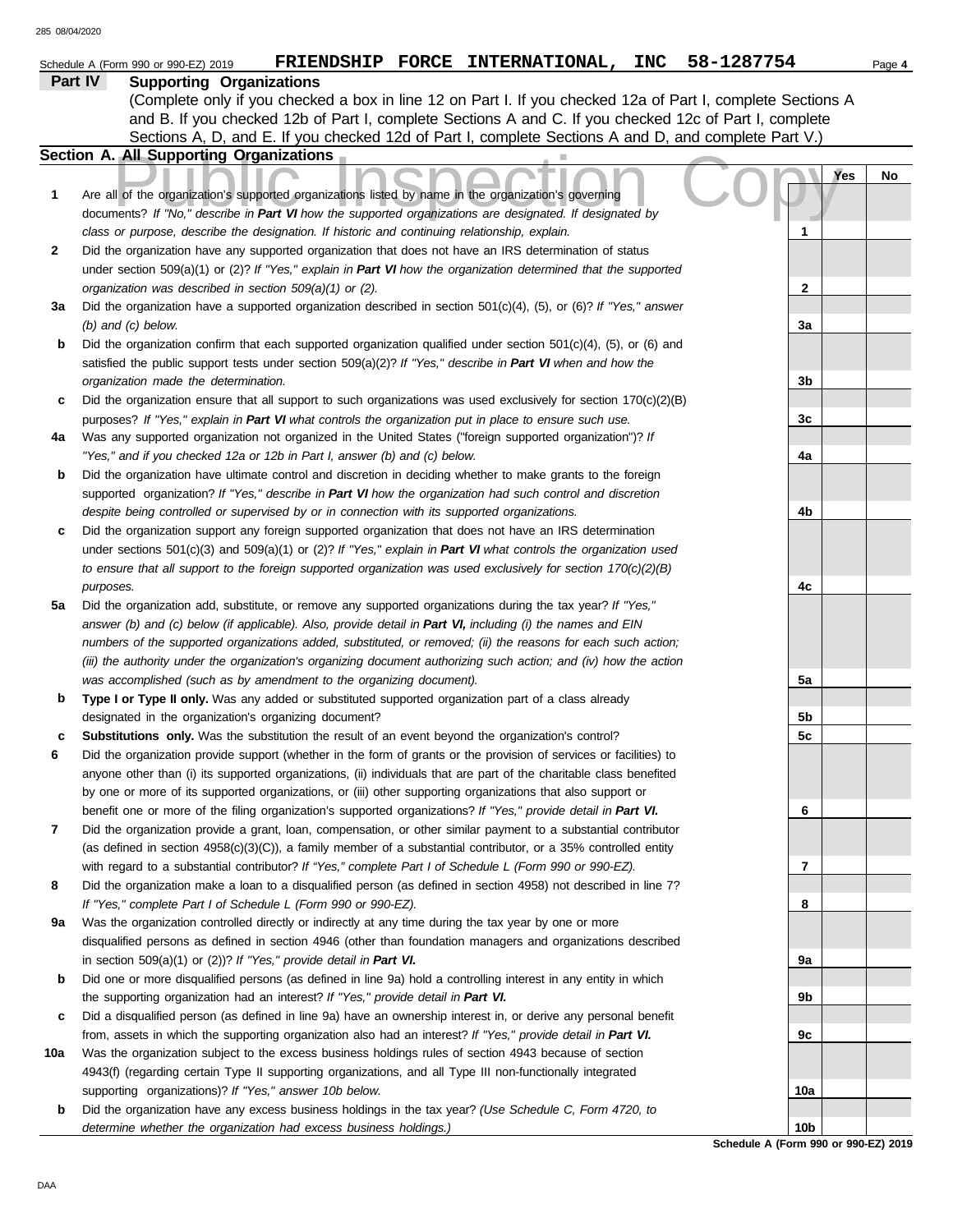Schedule A (Form 990 or 990-EZ) 2019 **FRIENDSHIP FORCE INTERNATIONAL, INC 58-1287754** Page 4

## Part IV Supporting Organizations

(Complete only if you checked a box in line 12 on Part I. If you checked 12a of Part I, complete Sections A and B. If you checked 12b of Part I, complete Sections A and C. If you checked 12c of Part I, complete Sections A, D, and E. If you checked 12d of Part I, complete Sections A and D, and complete Part V.)

### Section A. All Supporting Organizations

| | | | Yes | No |
|---|---|---|---|---|
| **1** | Are all of the organization's supported organizations listed by name in the organization's governing documents? *If "No," describe in* ***Part VI*** *how the supported organizations are designated. If designated by class or purpose, describe the designation. If historic and continuing relationship, explain.* | **1** | | |
| **2** | Did the organization have any supported organization that does not have an IRS determination of status under section 509(a)(1) or (2)? *If "Yes," explain in* ***Part VI*** *how the organization determined that the supported organization was described in section 509(a)(1) or (2).* | **2** | | |
| **3a** | Did the organization have a supported organization described in section 501(c)(4), (5), or (6)? *If "Yes," answer (b) and (c) below.* | **3a** | | |
| **b** | Did the organization confirm that each supported organization qualified under section 501(c)(4), (5), or (6) and satisfied the public support tests under section 509(a)(2)? *If "Yes," describe in* ***Part VI*** *when and how the organization made the determination.* | **3b** | | |
| **c** | Did the organization ensure that all support to such organizations was used exclusively for section 170(c)(2)(B) purposes? *If "Yes," explain in* ***Part VI*** *what controls the organization put in place to ensure such use.* | **3c** | | |
| **4a** | Was any supported organization not organized in the United States ("foreign supported organization")? *If "Yes," and if you checked 12a or 12b in Part I, answer (b) and (c) below.* | **4a** | | |
| **b** | Did the organization have ultimate control and discretion in deciding whether to make grants to the foreign supported organization? *If "Yes," describe in* ***Part VI*** *how the organization had such control and discretion despite being controlled or supervised by or in connection with its supported organizations.* | **4b** | | |
| **c** | Did the organization support any foreign supported organization that does not have an IRS determination under sections 501(c)(3) and 509(a)(1) or (2)? *If "Yes," explain in* ***Part VI*** *what controls the organization used to ensure that all support to the foreign supported organization was used exclusively for section 170(c)(2)(B) purposes.* | **4c** | | |
| **5a** | Did the organization add, substitute, or remove any supported organizations during the tax year? *If "Yes," answer (b) and (c) below (if applicable). Also, provide detail in* ***Part VI,*** *including (i) the names and EIN numbers of the supported organizations added, substituted, or removed; (ii) the reasons for each such action; (iii) the authority under the organization's organizing document authorizing such action; and (iv) how the action was accomplished (such as by amendment to the organizing document).* | **5a** | | |
| **b** | **Type I or Type II only.** Was any added or substituted supported organization part of a class already designated in the organization's organizing document? | **5b** | | |
| **c** | **Substitutions only.** Was the substitution the result of an event beyond the organization's control? | **5c** | | |
| **6** | Did the organization provide support (whether in the form of grants or the provision of services or facilities) to anyone other than (i) its supported organizations, (ii) individuals that are part of the charitable class benefited by one or more of its supported organizations, or (iii) other supporting organizations that also support or benefit one or more of the filing organization's supported organizations? *If "Yes," provide detail in* ***Part VI.*** | **6** | | |
| **7** | Did the organization provide a grant, loan, compensation, or other similar payment to a substantial contributor (as defined in section 4958(c)(3)(C)), a family member of a substantial contributor, or a 35% controlled entity with regard to a substantial contributor? *If "Yes," complete Part I of Schedule L (Form 990 or 990-EZ).* | **7** | | |
| **8** | Did the organization make a loan to a disqualified person (as defined in section 4958) not described in line 7? *If "Yes," complete Part I of Schedule L (Form 990 or 990-EZ).* | **8** | | |
| **9a** | Was the organization controlled directly or indirectly at any time during the tax year by one or more disqualified persons as defined in section 4946 (other than foundation managers and organizations described in section 509(a)(1) or (2))? *If "Yes," provide detail in* ***Part VI.*** | **9a** | | |
| **b** | Did one or more disqualified persons (as defined in line 9a) hold a controlling interest in any entity in which the supporting organization had an interest? *If "Yes," provide detail in* ***Part VI.*** | **9b** | | |
| **c** | Did a disqualified person (as defined in line 9a) have an ownership interest in, or derive any personal benefit from, assets in which the supporting organization also had an interest? *If "Yes," provide detail in* ***Part VI.*** | **9c** | | |
| **10a** | Was the organization subject to the excess business holdings rules of section 4943 because of section 4943(f) (regarding certain Type II supporting organizations, and all Type III non-functionally integrated supporting organizations)? *If "Yes," answer 10b below.* | **10a** | | |
| **b** | Did the organization have any excess business holdings in the tax year? *(Use Schedule C, Form 4720, to determine whether the organization had excess business holdings.)* | **10b** | | |

**Schedule A (Form 990 or 990-EZ) 2019**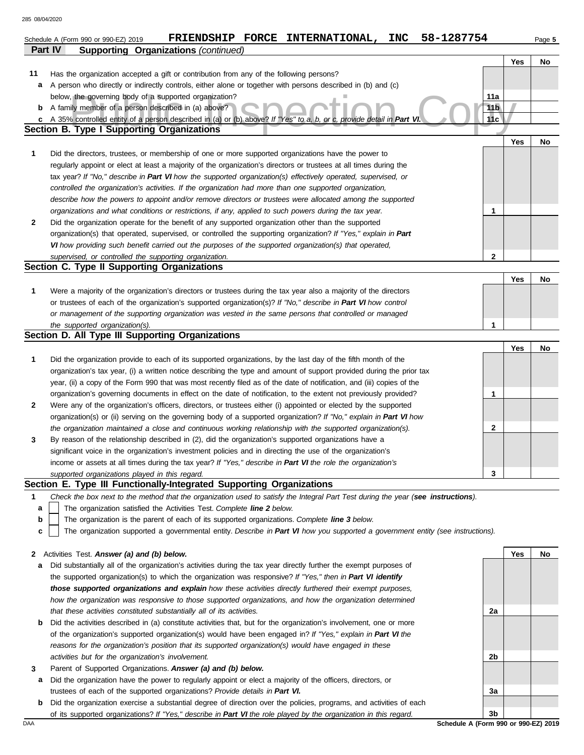Schedule A (Form 990 or 990-EZ) 2019 **FRIENDSHIP FORCE INTERNATIONAL, INC 58-1287754**

## Part IV Supporting Organizations *(continued)*

| | | | Yes | No |
|---|---|---|---|---|
| **11** | Has the organization accepted a gift or contribution from any of the following persons? | | | |
| **a** | A person who directly or indirectly controls, either alone or together with persons described in (b) and (c) below, the governing body of a supported organization? | 11a | | |
| **b** | A family member of a person described in (a) above? | 11b | | |
| **c** | A 35% controlled entity of a person described in (a) or (b) above? *If "Yes" to a, b, or c, provide detail in **Part VI**.* | 11c | | |

### Section B. Type I Supporting Organizations

| | | | Yes | No |
|---|---|---|---|---|
| **1** | Did the directors, trustees, or membership of one or more supported organizations have the power to regularly appoint or elect at least a majority of the organization's directors or trustees at all times during the tax year? *If "No," describe in **Part VI** how the supported organization(s) effectively operated, supervised, or controlled the organization's activities. If the organization had more than one supported organization, describe how the powers to appoint and/or remove directors or trustees were allocated among the supported organizations and what conditions or restrictions, if any, applied to such powers during the tax year.* | 1 | | |
| **2** | Did the organization operate for the benefit of any supported organization other than the supported organization(s) that operated, supervised, or controlled the supporting organization? *If "Yes," explain in **Part VI** how providing such benefit carried out the purposes of the supported organization(s) that operated, supervised, or controlled the supporting organization.* | 2 | | |

### Section C. Type II Supporting Organizations

| | | | Yes | No |
|---|---|---|---|---|
| **1** | Were a majority of the organization's directors or trustees during the tax year also a majority of the directors or trustees of each of the organization's supported organization(s)? *If "No," describe in **Part VI** how control or management of the supporting organization was vested in the same persons that controlled or managed the supported organization(s).* | 1 | | |

### Section D. All Type III Supporting Organizations

| | | | Yes | No |
|---|---|---|---|---|
| **1** | Did the organization provide to each of its supported organizations, by the last day of the fifth month of the organization's tax year, (i) a written notice describing the type and amount of support provided during the prior tax year, (ii) a copy of the Form 990 that was most recently filed as of the date of notification, and (iii) copies of the organization's governing documents in effect on the date of notification, to the extent not previously provided? | 1 | | |
| **2** | Were any of the organization's officers, directors, or trustees either (i) appointed or elected by the supported organization(s) or (ii) serving on the governing body of a supported organization? *If "No," explain in **Part VI** how the organization maintained a close and continuous working relationship with the supported organization(s).* | 2 | | |
| **3** | By reason of the relationship described in (2), did the organization's supported organizations have a significant voice in the organization's investment policies and in directing the use of the organization's income or assets at all times during the tax year? *If "Yes," describe in **Part VI** the role the organization's supported organizations played in this regard.* | 3 | | |

### Section E. Type III Functionally-Integrated Supporting Organizations

**1** *Check the box next to the method that the organization used to satisfy the Integral Part Test during the year (**see instructions**).*

- **a** ☐ The organization satisfied the Activities Test. *Complete **line 2** below.*
- **b** ☐ The organization is the parent of each of its supported organizations. *Complete **line 3** below.*
- **c** ☐ The organization supported a governmental entity. *Describe in **Part VI** how you supported a government entity (see instructions).*

| | | | Yes | No |
|---|---|---|---|---|
| **2** | Activities Test. ***Answer (a) and (b) below.*** | | | |
| **a** | Did substantially all of the organization's activities during the tax year directly further the exempt purposes of the supported organization(s) to which the organization was responsive? *If "Yes," then in **Part VI identify those supported organizations and explain** how these activities directly furthered their exempt purposes, how the organization was responsive to those supported organizations, and how the organization determined that these activities constituted substantially all of its activities.* | 2a | | |
| **b** | Did the activities described in (a) constitute activities that, but for the organization's involvement, one or more of the organization's supported organization(s) would have been engaged in? *If "Yes," explain in **Part VI** the reasons for the organization's position that its supported organization(s) would have engaged in these activities but for the organization's involvement.* | 2b | | |
| **3** | Parent of Supported Organizations. ***Answer (a) and (b) below.*** | | | |
| **a** | Did the organization have the power to regularly appoint or elect a majority of the officers, directors, or trustees of each of the supported organizations? *Provide details in **Part VI**.* | 3a | | |
| **b** | Did the organization exercise a substantial degree of direction over the policies, programs, and activities of each of its supported organizations? *If "Yes," describe in **Part VI** the role played by the organization in this regard.* | 3b | | |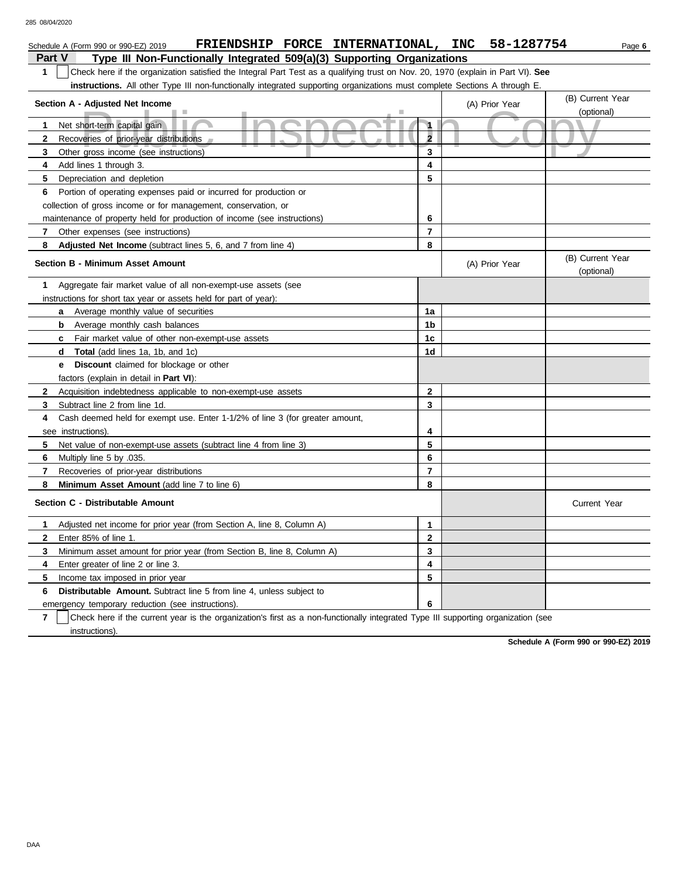Schedule A (Form 990 or 990-EZ) 2019 **FRIENDSHIP FORCE INTERNATIONAL, INC 58-1287754**

## Part V Type III Non-Functionally Integrated 509(a)(3) Supporting Organizations

**1** ☐ Check here if the organization satisfied the Integral Part Test as a qualifying trust on Nov. 20, 1970 (explain in Part VI). **See instructions.** All other Type III non-functionally integrated supporting organizations must complete Sections A through E.

| **Section A - Adjusted Net Income** | | (A) Prior Year | (B) Current Year (optional) |
|---|---|---|---|
| **1** Net short-term capital gain | 1 | | |
| **2** Recoveries of prior-year distributions | 2 | | |
| **3** Other gross income (see instructions) | 3 | | |
| **4** Add lines 1 through 3. | 4 | | |
| **5** Depreciation and depletion | 5 | | |
| **6** Portion of operating expenses paid or incurred for production or collection of gross income or for management, conservation, or maintenance of property held for production of income (see instructions) | 6 | | |
| **7** Other expenses (see instructions) | 7 | | |
| **8** **Adjusted Net Income** (subtract lines 5, 6, and 7 from line 4) | 8 | | |

| **Section B - Minimum Asset Amount** | | (A) Prior Year | (B) Current Year (optional) |
|---|---|---|---|
| **1** Aggregate fair market value of all non-exempt-use assets (see instructions for short tax year or assets held for part of year): | | | |
| **a** Average monthly value of securities | 1a | | |
| **b** Average monthly cash balances | 1b | | |
| **c** Fair market value of other non-exempt-use assets | 1c | | |
| **d** **Total** (add lines 1a, 1b, and 1c) | 1d | | |
| **e** **Discount** claimed for blockage or other factors (explain in detail in **Part VI**): | | | |
| **2** Acquisition indebtedness applicable to non-exempt-use assets | 2 | | |
| **3** Subtract line 2 from line 1d. | 3 | | |
| **4** Cash deemed held for exempt use. Enter 1-1/2% of line 3 (for greater amount, see instructions). | 4 | | |
| **5** Net value of non-exempt-use assets (subtract line 4 from line 3) | 5 | | |
| **6** Multiply line 5 by .035. | 6 | | |
| **7** Recoveries of prior-year distributions | 7 | | |
| **8** **Minimum Asset Amount** (add line 7 to line 6) | 8 | | |

| **Section C - Distributable Amount** | | | Current Year |
|---|---|---|---|
| **1** Adjusted net income for prior year (from Section A, line 8, Column A) | 1 | | |
| **2** Enter 85% of line 1. | 2 | | |
| **3** Minimum asset amount for prior year (from Section B, line 8, Column A) | 3 | | |
| **4** Enter greater of line 2 or line 3. | 4 | | |
| **5** Income tax imposed in prior year | 5 | | |
| **6** **Distributable Amount.** Subtract line 5 from line 4, unless subject to emergency temporary reduction (see instructions). | 6 | | |

**7** ☐ Check here if the current year is the organization's first as a non-functionally integrated Type III supporting organization (see instructions).

**Schedule A (Form 990 or 990-EZ) 2019**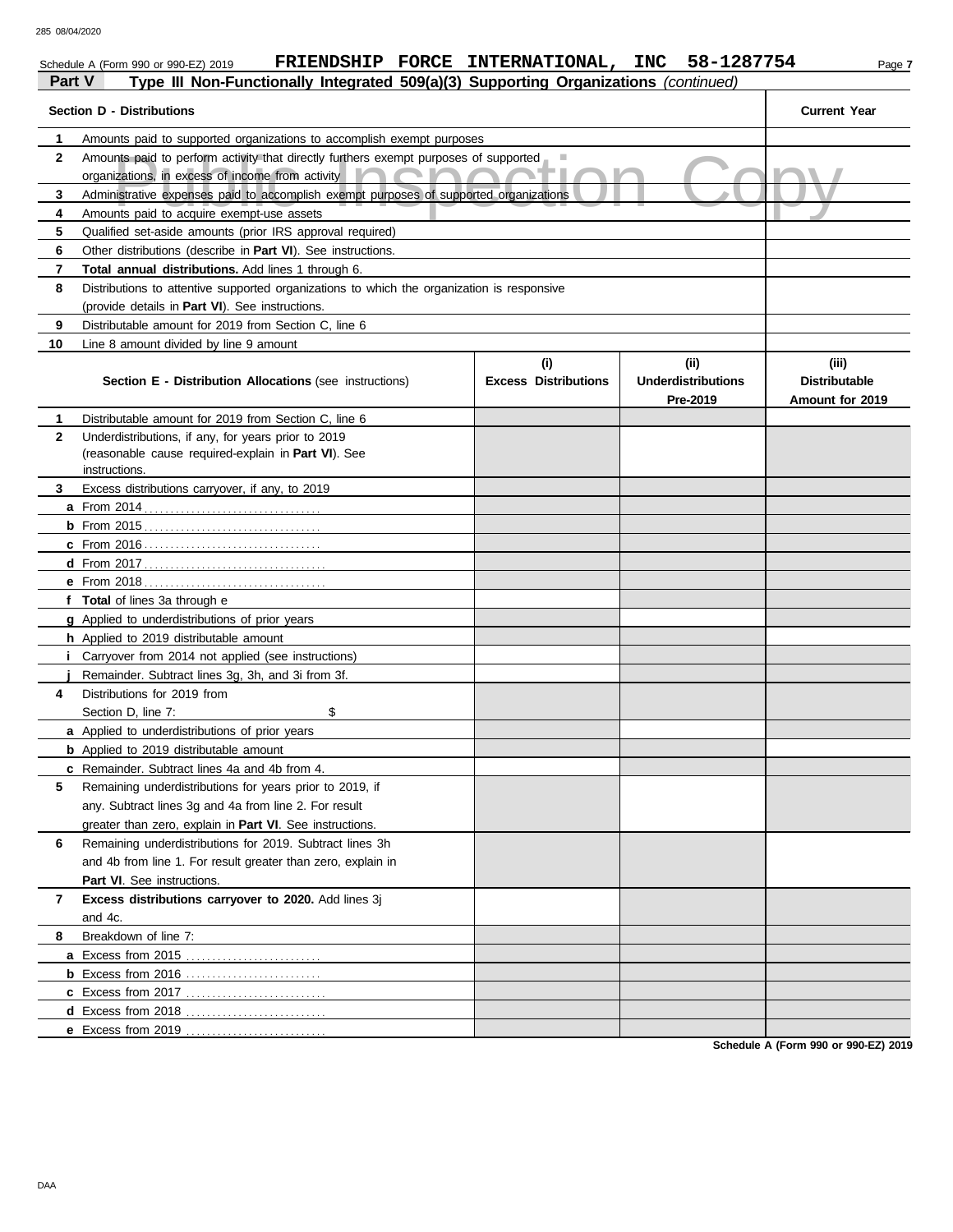Schedule A (Form 990 or 990-EZ) 2019 **FRIENDSHIP FORCE INTERNATIONAL, INC 58-1287754**

**Part V** **Type III Non-Functionally Integrated 509(a)(3) Supporting Organizations** *(continued)*

| **Section D - Distributions** | | **Current Year** |
|---|---|---|
| **1** | Amounts paid to supported organizations to accomplish exempt purposes | |
| **2** | Amounts paid to perform activity that directly furthers exempt purposes of supported organizations, in excess of income from activity | |
| **3** | Administrative expenses paid to accomplish exempt purposes of supported organizations | |
| **4** | Amounts paid to acquire exempt-use assets | |
| **5** | Qualified set-aside amounts (prior IRS approval required) | |
| **6** | Other distributions (describe in **Part VI**). See instructions. | |
| **7** | **Total annual distributions.** Add lines 1 through 6. | |
| **8** | Distributions to attentive supported organizations to which the organization is responsive (provide details in **Part VI**). See instructions. | |
| **9** | Distributable amount for 2019 from Section C, line 6 | |
| **10** | Line 8 amount divided by line 9 amount | |

| | **Section E - Distribution Allocations** (see instructions) | **(i) Excess Distributions** | **(ii) Underdistributions Pre-2019** | **(iii) Distributable Amount for 2019** |
|---|---|---|---|---|
| **1** | Distributable amount for 2019 from Section C, line 6 | | | |
| **2** | Underdistributions, if any, for years prior to 2019 (reasonable cause required-explain in **Part VI**). See instructions. | | | |
| **3** | Excess distributions carryover, if any, to 2019 | | | |
| **a** | From 2014 | | | |
| **b** | From 2015 | | | |
| **c** | From 2016 | | | |
| **d** | From 2017 | | | |
| **e** | From 2018 | | | |
| **f** | **Total** of lines 3a through e | | | |
| **g** | Applied to underdistributions of prior years | | | |
| **h** | Applied to 2019 distributable amount | | | |
| **i** | Carryover from 2014 not applied (see instructions) | | | |
| **j** | Remainder. Subtract lines 3g, 3h, and 3i from 3f. | | | |
| **4** | Distributions for 2019 from Section D, line 7: $ | | | |
| **a** | Applied to underdistributions of prior years | | | |
| **b** | Applied to 2019 distributable amount | | | |
| **c** | Remainder. Subtract lines 4a and 4b from 4. | | | |
| **5** | Remaining underdistributions for years prior to 2019, if any. Subtract lines 3g and 4a from line 2. For result greater than zero, explain in **Part VI**. See instructions. | | | |
| **6** | Remaining underdistributions for 2019. Subtract lines 3h and 4b from line 1. For result greater than zero, explain in **Part VI**. See instructions. | | | |
| **7** | **Excess distributions carryover to 2020.** Add lines 3j and 4c. | | | |
| **8** | Breakdown of line 7: | | | |
| **a** | Excess from 2015 | | | |
| **b** | Excess from 2016 | | | |
| **c** | Excess from 2017 | | | |
| **d** | Excess from 2018 | | | |
| **e** | Excess from 2019 | | | |

**Schedule A (Form 990 or 990-EZ) 2019**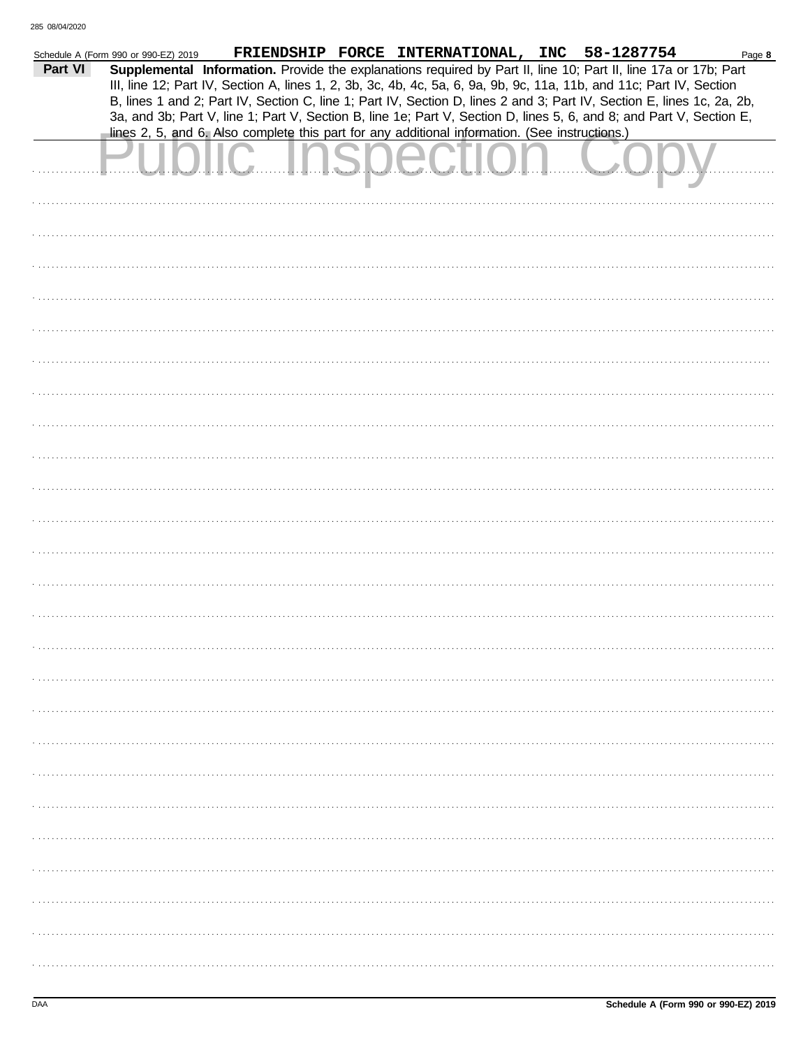Schedule A (Form 990 or 990-EZ) 2019 FRIENDSHIP FORCE INTERNATIONAL, INC 58-1287754

**Part VI** **Supplemental Information.** Provide the explanations required by Part II, line 10; Part II, line 17a or 17b; Part III, line 12; Part IV, Section A, lines 1, 2, 3b, 3c, 4b, 4c, 5a, 6, 9a, 9b, 9c, 11a, 11b, and 11c; Part IV, Section B, lines 1 and 2; Part IV, Section C, line 1; Part IV, Section D, lines 2 and 3; Part IV, Section E, lines 1c, 2a, 2b, 3a, and 3b; Part V, line 1; Part V, Section B, line 1e; Part V, Section D, lines 5, 6, and 8; and Part V, Section E, lines 2, 5, and 6. Also complete this part for any additional information. (See instructions.)

Public Inspection Copy

DAA

Schedule A (Form 990 or 990-EZ) 2019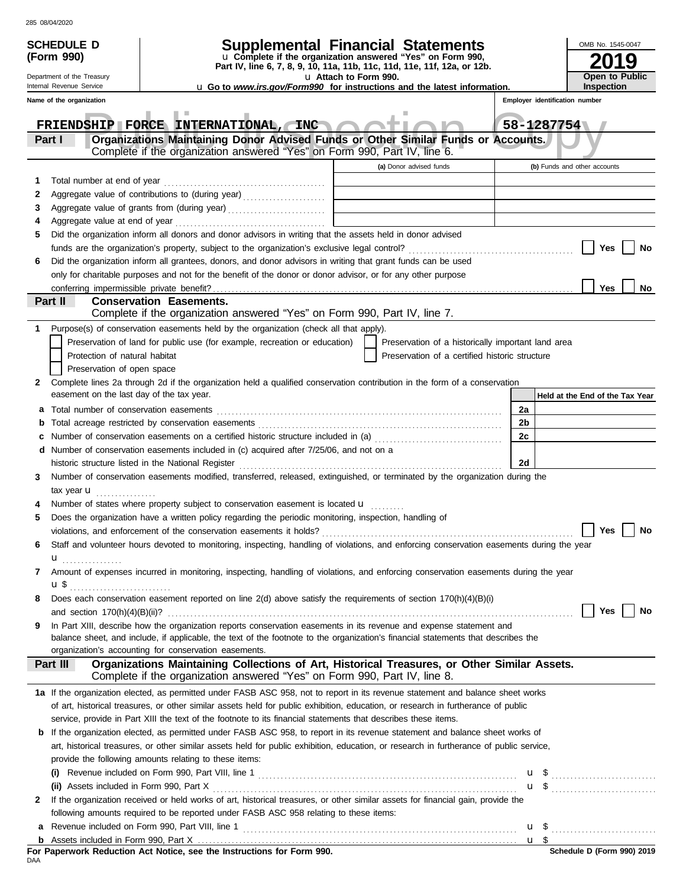285 08/04/2020

**SCHEDULE D (Form 990)**

Department of the Treasury
Internal Revenue Service

# Supplemental Financial Statements

u Complete if the organization answered "Yes" on Form 990, Part IV, line 6, 7, 8, 9, 10, 11a, 11b, 11c, 11d, 11e, 11f, 12a, or 12b.
u Attach to Form 990.
u Go to *www.irs.gov/Form990* for instructions and the latest information.

OMB No. 1545-0047

**2019**

**Open to Public Inspection**

| Name of the organization | Employer identification number |
|---|---|
| FRIENDSHIP FORCE INTERNATIONAL, INC | 58-1287754 |

Public Inspection Copy

## Part I — Organizations Maintaining Donor Advised Funds or Other Similar Funds or Accounts.

Complete if the organization answered "Yes" on Form 990, Part IV, line 6.

| | | (a) Donor advised funds | (b) Funds and other accounts |
|---|---|---|---|
| 1 | Total number at end of year | | |
| 2 | Aggregate value of contributions to (during year) | | |
| 3 | Aggregate value of grants from (during year) | | |
| 4 | Aggregate value at end of year | | |

5 Did the organization inform all donors and donor advisors in writing that the assets held in donor advised funds are the organization's property, subject to the organization's exclusive legal control? ☐ Yes ☐ No

6 Did the organization inform all grantees, donors, and donor advisors in writing that grant funds can be used only for charitable purposes and not for the benefit of the donor or donor advisor, or for any other purpose conferring impermissible private benefit? ☐ Yes ☐ No

## Part II — Conservation Easements.

Complete if the organization answered "Yes" on Form 990, Part IV, line 7.

1 Purpose(s) of conservation easements held by the organization (check all that apply).

- ☐ Preservation of land for public use (for example, recreation or education)
- ☐ Preservation of a historically important land area
- ☐ Protection of natural habitat
- ☐ Preservation of a certified historic structure
- ☐ Preservation of open space

2 Complete lines 2a through 2d if the organization held a qualified conservation contribution in the form of a conservation easement on the last day of the tax year.

| | | | Held at the End of the Tax Year |
|---|---|---|---|
| a | Total number of conservation easements | 2a | |
| b | Total acreage restricted by conservation easements | 2b | |
| c | Number of conservation easements on a certified historic structure included in (a) | 2c | |
| d | Number of conservation easements included in (c) acquired after 7/25/06, and not on a historic structure listed in the National Register | 2d | |

3 Number of conservation easements modified, transferred, released, extinguished, or terminated by the organization during the tax year u

4 Number of states where property subject to conservation easement is located u

5 Does the organization have a written policy regarding the periodic monitoring, inspection, handling of violations, and enforcement of the conservation easements it holds? ☐ Yes ☐ No

6 Staff and volunteer hours devoted to monitoring, inspecting, handling of violations, and enforcing conservation easements during the year u

7 Amount of expenses incurred in monitoring, inspecting, handling of violations, and enforcing conservation easements during the year u $

8 Does each conservation easement reported on line 2(d) above satisfy the requirements of section 170(h)(4)(B)(i) and section 170(h)(4)(B)(ii)? ☐ Yes ☐ No

9 In Part XIII, describe how the organization reports conservation easements in its revenue and expense statement and balance sheet, and include, if applicable, the text of the footnote to the organization's financial statements that describes the organization's accounting for conservation easements.

## Part III — Organizations Maintaining Collections of Art, Historical Treasures, or Other Similar Assets.

Complete if the organization answered "Yes" on Form 990, Part IV, line 8.

1a If the organization elected, as permitted under FASB ASC 958, not to report in its revenue statement and balance sheet works of art, historical treasures, or other similar assets held for public exhibition, education, or research in furtherance of public service, provide in Part XIII the text of the footnote to its financial statements that describes these items.

b If the organization elected, as permitted under FASB ASC 958, to report in its revenue statement and balance sheet works of art, historical treasures, or other similar assets held for public exhibition, education, or research in furtherance of public service, provide the following amounts relating to these items:

(i) Revenue included on Form 990, Part VIII, line 1 u $

(ii) Assets included in Form 990, Part X u $

2 If the organization received or held works of art, historical treasures, or other similar assets for financial gain, provide the following amounts required to be reported under FASB ASC 958 relating to these items:

a Revenue included on Form 990, Part VIII, line 1 u $

b Assets included in Form 990, Part X u $

**For Paperwork Reduction Act Notice, see the Instructions for Form 990.** | **Schedule D (Form 990) 2019**

DAA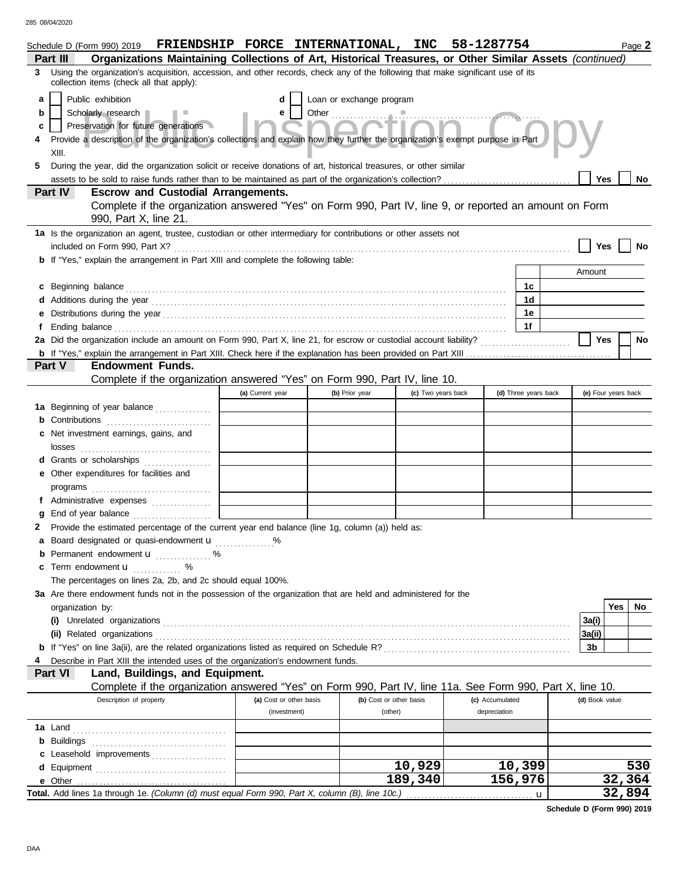Schedule D (Form 990) 2019 **FRIENDSHIP FORCE INTERNATIONAL, INC 58-1287754** Page **2**

**Part III Organizations Maintaining Collections of Art, Historical Treasures, or Other Similar Assets** *(continued)*

**3** Using the organization's acquisition, accession, and other records, check any of the following that make significant use of its collection items (check all that apply):

- **a** ☐ Public exhibition
- **b** ☐ Scholarly research
- **c** ☐ Preservation for future generations
- **d** ☐ Loan or exchange program
- **e** ☐ Other

**4** Provide a description of the organization's collections and explain how they further the organization's exempt purpose in Part XIII.

**5** During the year, did the organization solicit or receive donations of art, historical treasures, or other similar assets to be sold to raise funds rather than to be maintained as part of the organization's collection? ☐ Yes ☐ No

**Part IV Escrow and Custodial Arrangements.**
Complete if the organization answered "Yes" on Form 990, Part IV, line 9, or reported an amount on Form 990, Part X, line 21.

**1a** Is the organization an agent, trustee, custodian or other intermediary for contributions or other assets not included on Form 990, Part X? ☐ Yes ☐ No

**b** If "Yes," explain the arrangement in Part XIII and complete the following table:

| | | Amount |
|---|---|---|
| **c** Beginning balance | 1c | |
| **d** Additions during the year | 1d | |
| **e** Distributions during the year | 1e | |
| **f** Ending balance | 1f | |

**2a** Did the organization include an amount on Form 990, Part X, line 21, for escrow or custodial account liability? ☐ Yes ☐ No

**b** If "Yes," explain the arrangement in Part XIII. Check here if the explanation has been provided on Part XIII ☐

**Part V Endowment Funds.**
Complete if the organization answered "Yes" on Form 990, Part IV, line 10.

| | (a) Current year | (b) Prior year | (c) Two years back | (d) Three years back | (e) Four years back |
|---|---|---|---|---|---|
| **1a** Beginning of year balance | | | | | |
| **b** Contributions | | | | | |
| **c** Net investment earnings, gains, and losses | | | | | |
| **d** Grants or scholarships | | | | | |
| **e** Other expenditures for facilities and programs | | | | | |
| **f** Administrative expenses | | | | | |
| **g** End of year balance | | | | | |

**2** Provide the estimated percentage of the current year end balance (line 1g, column (a)) held as:

- **a** Board designated or quasi-endowment ▶ %
- **b** Permanent endowment ▶ %
- **c** Term endowment ▶ %

The percentages on lines 2a, 2b, and 2c should equal 100%.

**3a** Are there endowment funds not in the possession of the organization that are held and administered for the organization by:

| | | Yes | No |
|---|---|---|---|
| **(i)** Unrelated organizations | 3a(i) | | |
| **(ii)** Related organizations | 3a(ii) | | |
| **b** If "Yes" on line 3a(ii), are the related organizations listed as required on Schedule R? | 3b | | |

**4** Describe in Part XIII the intended uses of the organization's endowment funds.

**Part VI Land, Buildings, and Equipment.**
Complete if the organization answered "Yes" on Form 990, Part IV, line 11a. See Form 990, Part X, line 10.

| Description of property | (a) Cost or other basis (investment) | (b) Cost or other basis (other) | (c) Accumulated depreciation | (d) Book value |
|---|---|---|---|---|
| **1a** Land | | | | |
| **b** Buildings | | | | |
| **c** Leasehold improvements | | | | |
| **d** Equipment | | 10,929 | 10,399 | 530 |
| **e** Other | | 189,340 | 156,976 | 32,364 |
| **Total.** Add lines 1a through 1e. *(Column (d) must equal Form 990, Part X, column (B), line 10c.)* ▶ | | | | 32,894 |

**Schedule D (Form 990) 2019**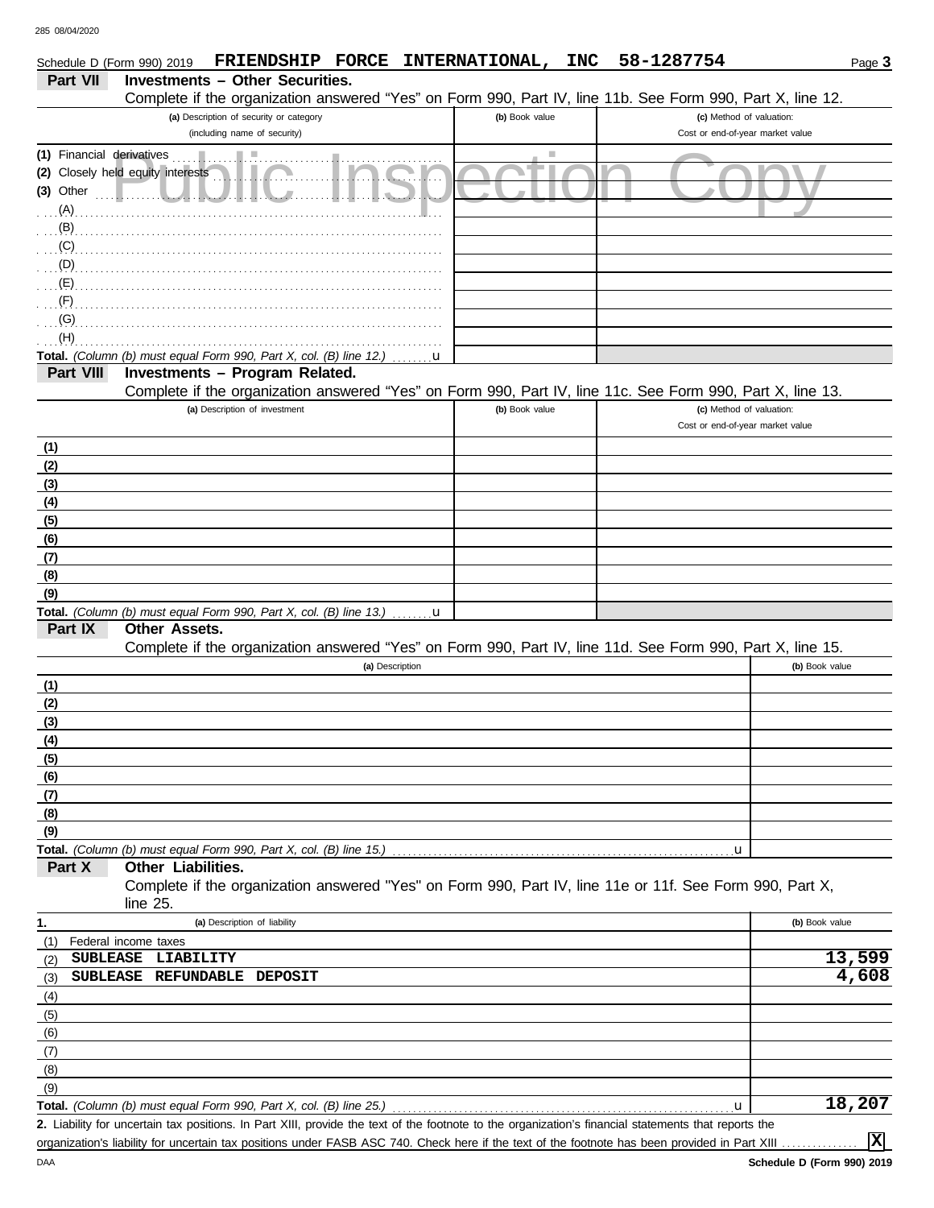Schedule D (Form 990) 2019 FRIENDSHIP FORCE INTERNATIONAL, INC 58-1287754

## Part VII Investments – Other Securities.

Complete if the organization answered "Yes" on Form 990, Part IV, line 11b. See Form 990, Part X, line 12.

| (a) Description of security or category (including name of security) | (b) Book value | (c) Method of valuation: Cost or end-of-year market value |
|---|---|---|
| (1) Financial derivatives | | |
| (2) Closely held equity interests | | |
| (3) Other | | |
| (A) | | |
| (B) | | |
| (C) | | |
| (D) | | |
| (E) | | |
| (F) | | |
| (G) | | |
| (H) | | |
| **Total.** *(Column (b) must equal Form 990, Part X, col. (B) line 12.)* | | |

Public Inspection Copy

## Part VIII Investments – Program Related.

Complete if the organization answered "Yes" on Form 990, Part IV, line 11c. See Form 990, Part X, line 13.

| (a) Description of investment | (b) Book value | (c) Method of valuation: Cost or end-of-year market value |
|---|---|---|
| (1) | | |
| (2) | | |
| (3) | | |
| (4) | | |
| (5) | | |
| (6) | | |
| (7) | | |
| (8) | | |
| (9) | | |
| **Total.** *(Column (b) must equal Form 990, Part X, col. (B) line 13.)* | | |

## Part IX Other Assets.

Complete if the organization answered "Yes" on Form 990, Part IV, line 11d. See Form 990, Part X, line 15.

| (a) Description | (b) Book value |
|---|---|
| (1) | |
| (2) | |
| (3) | |
| (4) | |
| (5) | |
| (6) | |
| (7) | |
| (8) | |
| (9) | |
| **Total.** *(Column (b) must equal Form 990, Part X, col. (B) line 15.)* | |

## Part X Other Liabilities.

Complete if the organization answered "Yes" on Form 990, Part IV, line 11e or 11f. See Form 990, Part X, line 25.

| 1. (a) Description of liability | (b) Book value |
|---|---|
| (1) Federal income taxes | |
| (2) SUBLEASE LIABILITY | 13,599 |
| (3) SUBLEASE REFUNDABLE DEPOSIT | 4,608 |
| (4) | |
| (5) | |
| (6) | |
| (7) | |
| (8) | |
| (9) | |
| **Total.** *(Column (b) must equal Form 990, Part X, col. (B) line 25.)* | 18,207 |

**2.** Liability for uncertain tax positions. In Part XIII, provide the text of the footnote to the organization's financial statements that reports the organization's liability for uncertain tax positions under FASB ASC 740. Check here if the text of the footnote has been provided in Part XIII ... [X]

Schedule D (Form 990) 2019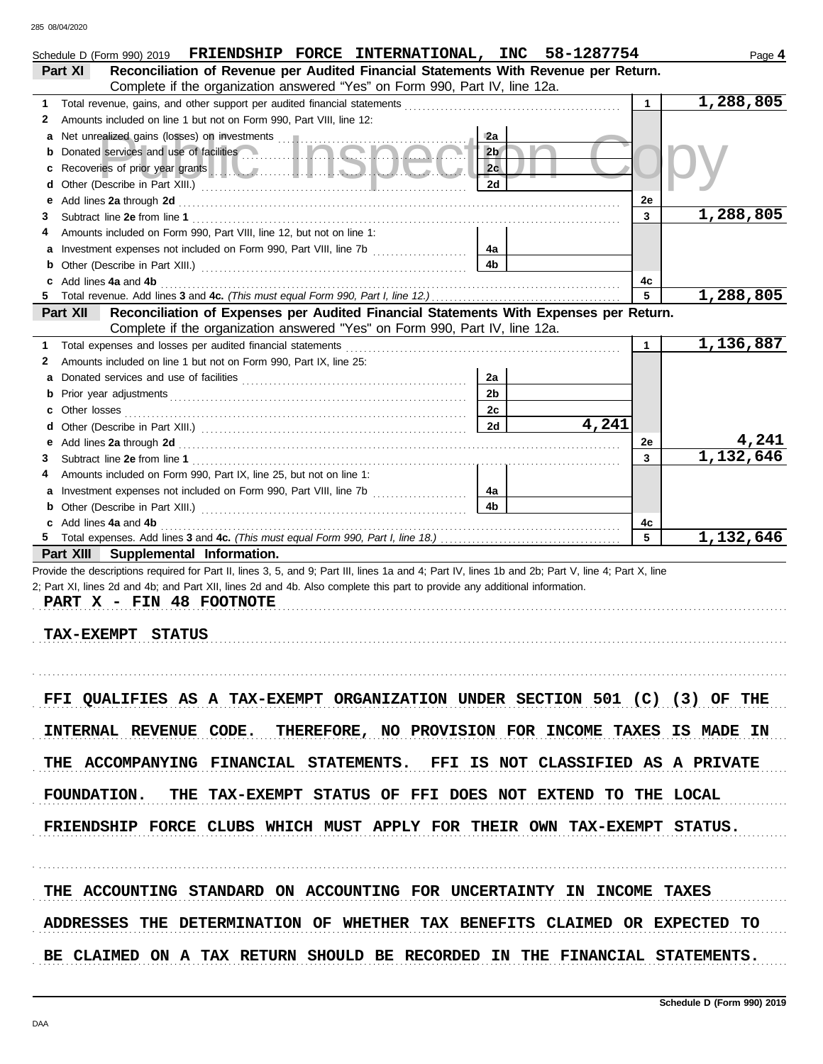Schedule D (Form 990) 2019 FRIENDSHIP FORCE INTERNATIONAL, INC 58-1287754 Page 4

**Part XI Reconciliation of Revenue per Audited Financial Statements With Revenue per Return.**
Complete if the organization answered "Yes" on Form 990, Part IV, line 12a.

| | | | | | |
|---|---|---|---|---|---|
| 1 | Total revenue, gains, and other support per audited financial statements | | | 1 | 1,288,805 |
| 2 | Amounts included on line 1 but not on Form 990, Part VIII, line 12: | | | | |
| a | Net unrealized gains (losses) on investments | 2a | | | |
| b | Donated services and use of facilities | 2b | | | |
| c | Recoveries of prior year grants | 2c | | | |
| d | Other (Describe in Part XIII.) | 2d | | | |
| e | Add lines 2a through 2d | | | 2e | |
| 3 | Subtract line 2e from line 1 | | | 3 | 1,288,805 |
| 4 | Amounts included on Form 990, Part VIII, line 12, but not on line 1: | | | | |
| a | Investment expenses not included on Form 990, Part VIII, line 7b | 4a | | | |
| b | Other (Describe in Part XIII.) | 4b | | | |
| c | Add lines 4a and 4b | | | 4c | |
| 5 | Total revenue. Add lines 3 and 4c. *(This must equal Form 990, Part I, line 12.)* | | | 5 | 1,288,805 |

**Part XII Reconciliation of Expenses per Audited Financial Statements With Expenses per Return.**
Complete if the organization answered "Yes" on Form 990, Part IV, line 12a.

| | | | | | |
|---|---|---|---|---|---|
| 1 | Total expenses and losses per audited financial statements | | | 1 | 1,136,887 |
| 2 | Amounts included on line 1 but not on Form 990, Part IX, line 25: | | | | |
| a | Donated services and use of facilities | 2a | | | |
| b | Prior year adjustments | 2b | | | |
| c | Other losses | 2c | | | |
| d | Other (Describe in Part XIII.) | 2d | 4,241 | | |
| e | Add lines 2a through 2d | | | 2e | 4,241 |
| 3 | Subtract line 2e from line 1 | | | 3 | 1,132,646 |
| 4 | Amounts included on Form 990, Part IX, line 25, but not on line 1: | | | | |
| a | Investment expenses not included on Form 990, Part VIII, line 7b | 4a | | | |
| b | Other (Describe in Part XIII.) | 4b | | | |
| c | Add lines 4a and 4b | | | 4c | |
| 5 | Total expenses. Add lines 3 and 4c. *(This must equal Form 990, Part I, line 18.)* | | | 5 | 1,132,646 |

**Part XIII Supplemental Information.**

Provide the descriptions required for Part II, lines 3, 5, and 9; Part III, lines 1a and 4; Part IV, lines 1b and 2b; Part V, line 4; Part X, line 2; Part XI, lines 2d and 4b; and Part XII, lines 2d and 4b. Also complete this part to provide any additional information.

PART X - FIN 48 FOOTNOTE

TAX-EXEMPT STATUS

FFI QUALIFIES AS A TAX-EXEMPT ORGANIZATION UNDER SECTION 501 (C) (3) OF THE INTERNAL REVENUE CODE. THEREFORE, NO PROVISION FOR INCOME TAXES IS MADE IN THE ACCOMPANYING FINANCIAL STATEMENTS. FFI IS NOT CLASSIFIED AS A PRIVATE FOUNDATION. THE TAX-EXEMPT STATUS OF FFI DOES NOT EXTEND TO THE LOCAL FRIENDSHIP FORCE CLUBS WHICH MUST APPLY FOR THEIR OWN TAX-EXEMPT STATUS.

THE ACCOUNTING STANDARD ON ACCOUNTING FOR UNCERTAINTY IN INCOME TAXES ADDRESSES THE DETERMINATION OF WHETHER TAX BENEFITS CLAIMED OR EXPECTED TO BE CLAIMED ON A TAX RETURN SHOULD BE RECORDED IN THE FINANCIAL STATEMENTS.

Schedule D (Form 990) 2019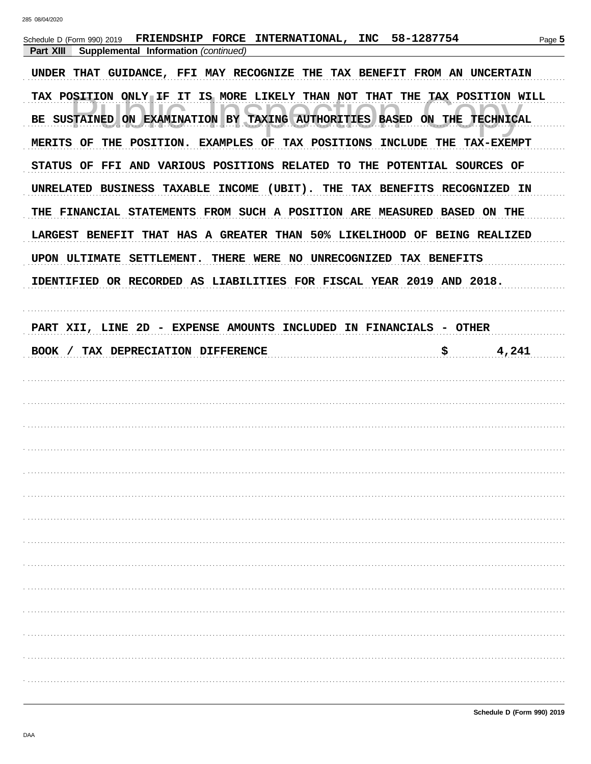Schedule D (Form 990) 2019 FRIENDSHIP FORCE INTERNATIONAL, INC 58-1287754

**Part XIII Supplemental Information** *(continued)*

UNDER THAT GUIDANCE, FFI MAY RECOGNIZE THE TAX BENEFIT FROM AN UNCERTAIN TAX POSITION ONLY IF IT IS MORE LIKELY THAN NOT THAT THE TAX POSITION WILL BE SUSTAINED ON EXAMINATION BY TAXING AUTHORITIES BASED ON THE TECHNICAL MERITS OF THE POSITION. EXAMPLES OF TAX POSITIONS INCLUDE THE TAX-EXEMPT STATUS OF FFI AND VARIOUS POSITIONS RELATED TO THE POTENTIAL SOURCES OF UNRELATED BUSINESS TAXABLE INCOME (UBIT). THE TAX BENEFITS RECOGNIZED IN THE FINANCIAL STATEMENTS FROM SUCH A POSITION ARE MEASURED BASED ON THE LARGEST BENEFIT THAT HAS A GREATER THAN 50% LIKELIHOOD OF BEING REALIZED UPON ULTIMATE SETTLEMENT. THERE WERE NO UNRECOGNIZED TAX BENEFITS IDENTIFIED OR RECORDED AS LIABILITIES FOR FISCAL YEAR 2019 AND 2018.

PART XII, LINE 2D - EXPENSE AMOUNTS INCLUDED IN FINANCIALS - OTHER

BOOK / TAX DEPRECIATION DIFFERENCE $ 4,241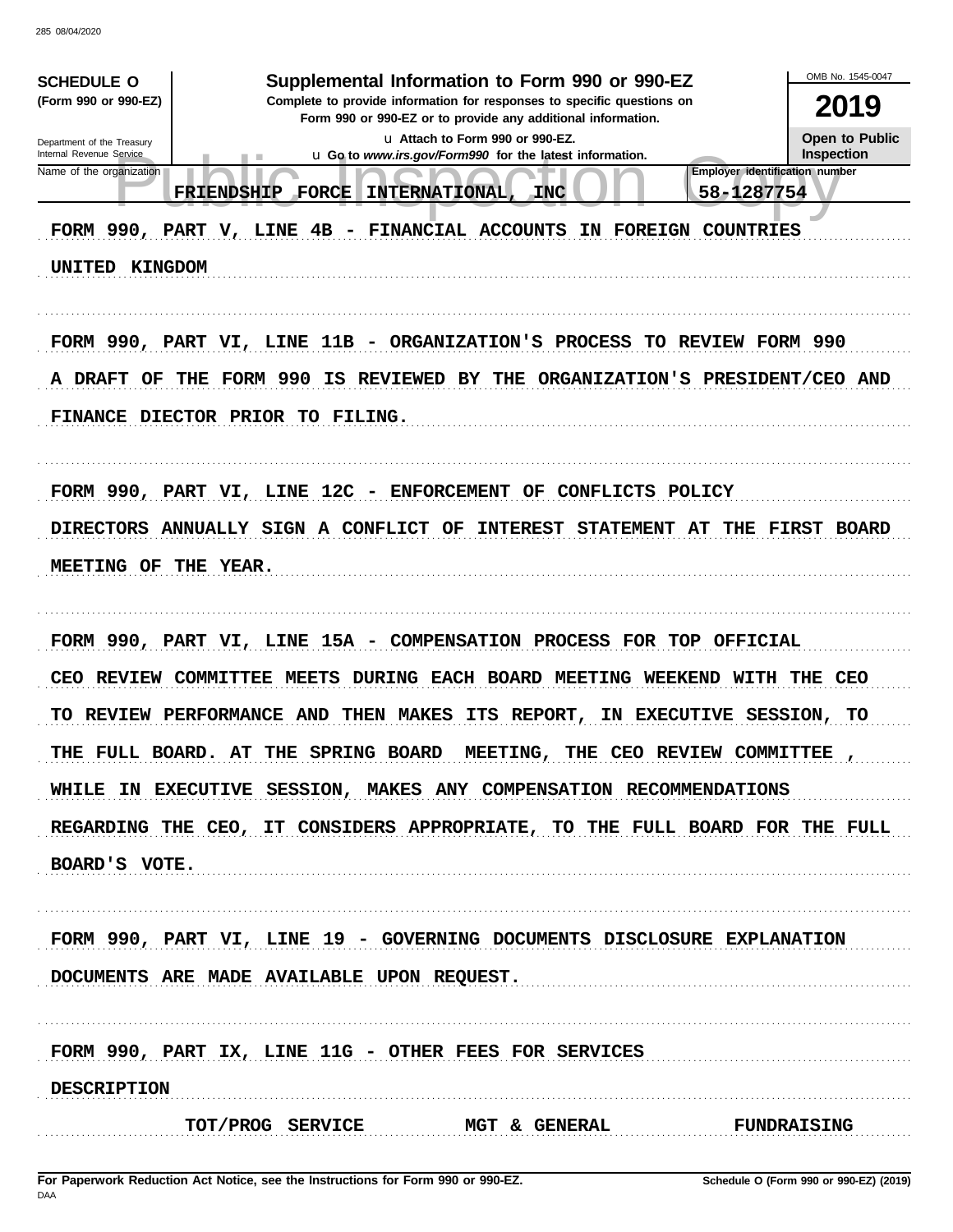**SCHEDULE O**
**(Form 990 or 990-EZ)**

Department of the Treasury
Internal Revenue Service

# Supplemental Information to Form 990 or 990-EZ

**Complete to provide information for responses to specific questions on Form 990 or 990-EZ or to provide any additional information.**

u Attach to Form 990 or 990-EZ.
u Go to *www.irs.gov/Form990* for the latest information.

OMB No. 1545-0047

**2019**

**Open to Public Inspection**

Name of the organization: FRIENDSHIP FORCE INTERNATIONAL, INC

Employer identification number: 58-1287754

FORM 990, PART V, LINE 4B - FINANCIAL ACCOUNTS IN FOREIGN COUNTRIES

UNITED KINGDOM

FORM 990, PART VI, LINE 11B - ORGANIZATION'S PROCESS TO REVIEW FORM 990

A DRAFT OF THE FORM 990 IS REVIEWED BY THE ORGANIZATION'S PRESIDENT/CEO AND FINANCE DIECTOR PRIOR TO FILING.

FORM 990, PART VI, LINE 12C - ENFORCEMENT OF CONFLICTS POLICY

DIRECTORS ANNUALLY SIGN A CONFLICT OF INTEREST STATEMENT AT THE FIRST BOARD MEETING OF THE YEAR.

FORM 990, PART VI, LINE 15A - COMPENSATION PROCESS FOR TOP OFFICIAL

CEO REVIEW COMMITTEE MEETS DURING EACH BOARD MEETING WEEKEND WITH THE CEO TO REVIEW PERFORMANCE AND THEN MAKES ITS REPORT, IN EXECUTIVE SESSION, TO THE FULL BOARD. AT THE SPRING BOARD MEETING, THE CEO REVIEW COMMITTEE , WHILE IN EXECUTIVE SESSION, MAKES ANY COMPENSATION RECOMMENDATIONS REGARDING THE CEO, IT CONSIDERS APPROPRIATE, TO THE FULL BOARD FOR THE FULL BOARD'S VOTE.

FORM 990, PART VI, LINE 19 - GOVERNING DOCUMENTS DISCLOSURE EXPLANATION

DOCUMENTS ARE MADE AVAILABLE UPON REQUEST.

FORM 990, PART IX, LINE 11G - OTHER FEES FOR SERVICES

| DESCRIPTION | TOT/PROG SERVICE | MGT & GENERAL | FUNDRAISING |
| --- | --- | --- | --- |

**For Paperwork Reduction Act Notice, see the Instructions for Form 990 or 990-EZ.**

**Schedule O (Form 990 or 990-EZ) (2019)**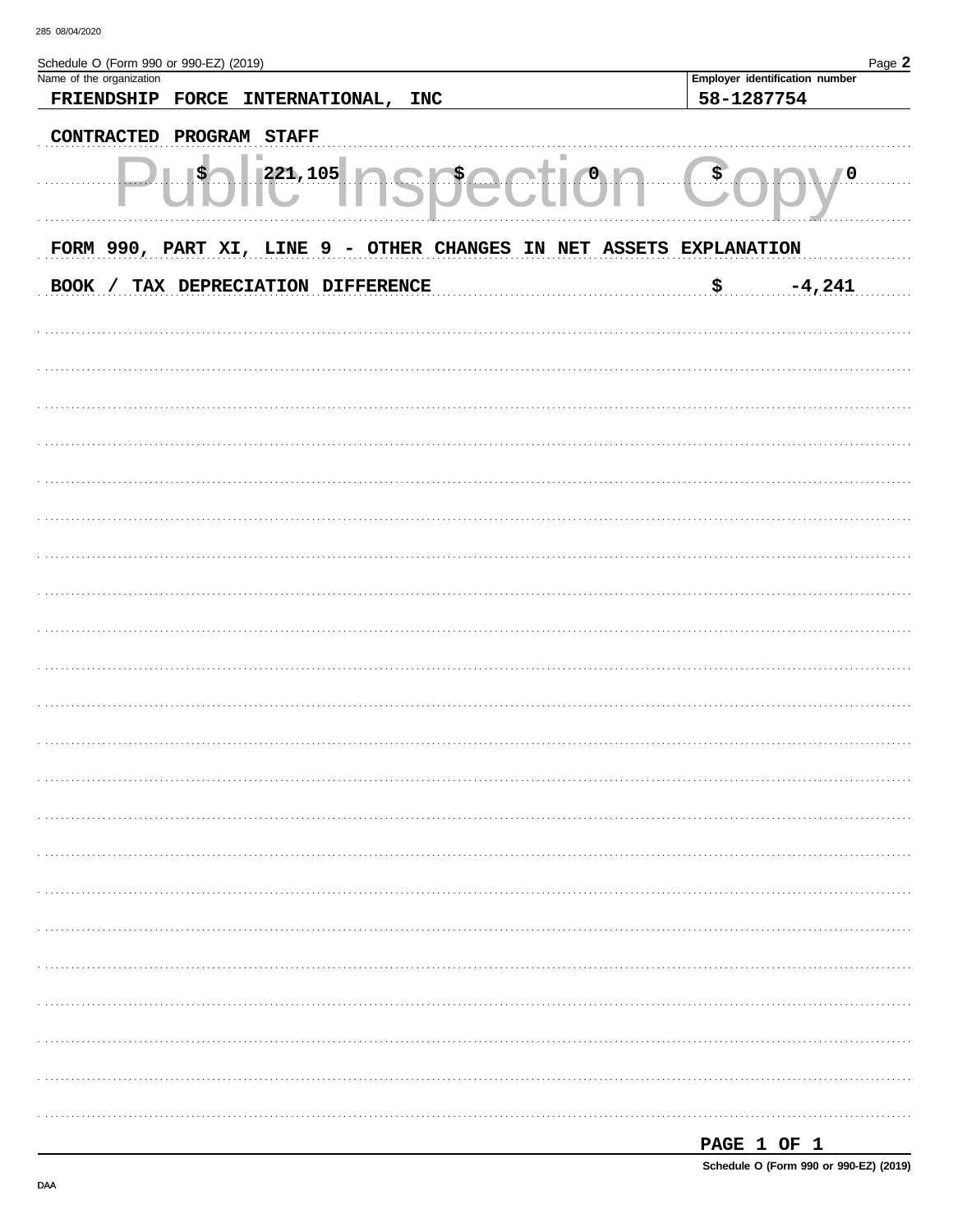Schedule O (Form 990 or 990-EZ) (2019)

| Name of the organization | Employer identification number |
| --- | --- |
| FRIENDSHIP FORCE INTERNATIONAL, INC | 58-1287754 |

CONTRACTED PROGRAM STAFF

| $ 221,105 | $ 0 | $ 0 |
| --- | --- | --- |

FORM 990, PART XI, LINE 9 - OTHER CHANGES IN NET ASSETS EXPLANATION

| BOOK / TAX DEPRECIATION DIFFERENCE | $ -4,241 |
| --- | --- |

PAGE 1 OF 1

Schedule O (Form 990 or 990-EZ) (2019)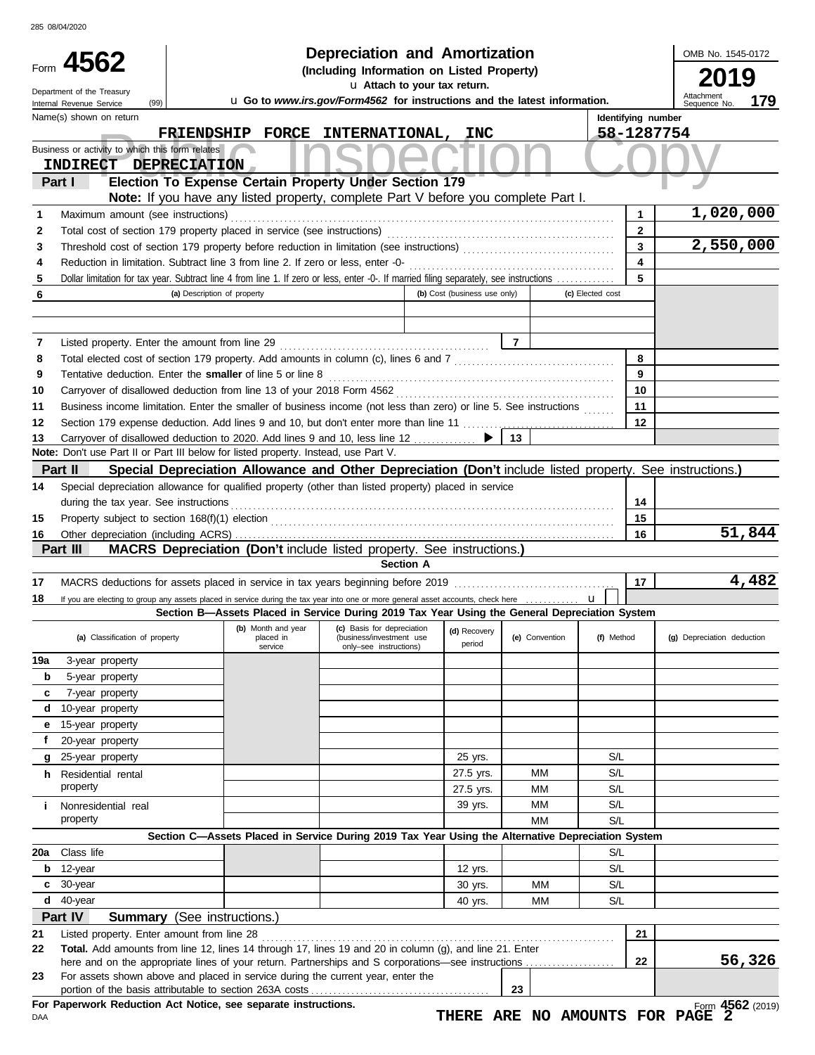285 08/04/2020

# Form 4562

**Depreciation and Amortization**
**(Including Information on Listed Property)**
u Attach to your tax return.
u Go to *www.irs.gov/Form4562* for instructions and the latest information.

OMB No. 1545-0172
**2019**
Attachment Sequence No. **179**

Department of the Treasury
Internal Revenue Service (99)

Name(s) shown on return: **FRIENDSHIP FORCE INTERNATIONAL, INC**
Identifying number: **58-1287754**

Business or activity to which this form relates: **INDIRECT DEPRECIATION**

Public Inspection Copy

## Part I Election To Expense Certain Property Under Section 179

**Note:** If you have any listed property, complete Part V before you complete Part I.

| | | | |
|---|---|---|---|
| 1 | Maximum amount (see instructions) | 1 | 1,020,000 |
| 2 | Total cost of section 179 property placed in service (see instructions) | 2 | |
| 3 | Threshold cost of section 179 property before reduction in limitation (see instructions) | 3 | 2,550,000 |
| 4 | Reduction in limitation. Subtract line 3 from line 2. If zero or less, enter -0- | 4 | |
| 5 | Dollar limitation for tax year. Subtract line 4 from line 1. If zero or less, enter -0-. If married filing separately, see instructions | 5 | |

| 6 | (a) Description of property | (b) Cost (business use only) | (c) Elected cost |
|---|---|---|---|
| | | | |
| | | | |

| | | | |
|---|---|---|---|
| 7 | Listed property. Enter the amount from line 29 | 7 | |
| 8 | Total elected cost of section 179 property. Add amounts in column (c), lines 6 and 7 | 8 | |
| 9 | Tentative deduction. Enter the **smaller** of line 5 or line 8 | 9 | |
| 10 | Carryover of disallowed deduction from line 13 of your 2018 Form 4562 | 10 | |
| 11 | Business income limitation. Enter the smaller of business income (not less than zero) or line 5. See instructions | 11 | |
| 12 | Section 179 expense deduction. Add lines 9 and 10, but don't enter more than line 11 | 12 | |
| 13 | Carryover of disallowed deduction to 2020. Add lines 9 and 10, less line 12 ▶ | 13 | |

**Note:** Don't use Part II or Part III below for listed property. Instead, use Part V.

## Part II Special Depreciation Allowance and Other Depreciation (Don't include listed property. See instructions.)

| | | | |
|---|---|---|---|
| 14 | Special depreciation allowance for qualified property (other than listed property) placed in service during the tax year. See instructions | 14 | |
| 15 | Property subject to section 168(f)(1) election | 15 | |
| 16 | Other depreciation (including ACRS) | 16 | 51,844 |

## Part III MACRS Depreciation (Don't include listed property. See instructions.)

**Section A**

| | | | |
|---|---|---|---|
| 17 | MACRS deductions for assets placed in service in tax years beginning before 2019 | 17 | 4,482 |
| 18 | If you are electing to group any assets placed in service during the tax year into one or more general asset accounts, check here u | | |

**Section B—Assets Placed in Service During 2019 Tax Year Using the General Depreciation System**

| (a) Classification of property | (b) Month and year placed in service | (c) Basis for depreciation (business/investment use only–see instructions) | (d) Recovery period | (e) Convention | (f) Method | (g) Depreciation deduction |
|---|---|---|---|---|---|---|
| 19a 3-year property | | | | | | |
| b 5-year property | | | | | | |
| c 7-year property | | | | | | |
| d 10-year property | | | | | | |
| e 15-year property | | | | | | |
| f 20-year property | | | | | | |
| g 25-year property | | | 25 yrs. | | S/L | |
| h Residential rental property | | | 27.5 yrs. | MM | S/L | |
| | | | 27.5 yrs. | MM | S/L | |
| i Nonresidential real property | | | 39 yrs. | MM | S/L | |
| | | | | MM | S/L | |

**Section C—Assets Placed in Service During 2019 Tax Year Using the Alternative Depreciation System**

| (a) Classification of property | (b) Month and year placed in service | (c) Basis for depreciation | (d) Recovery period | (e) Convention | (f) Method | (g) Depreciation deduction |
|---|---|---|---|---|---|---|
| 20a Class life | | | | | S/L | |
| b 12-year | | | 12 yrs. | | S/L | |
| c 30-year | | | 30 yrs. | MM | S/L | |
| d 40-year | | | 40 yrs. | MM | S/L | |

## Part IV Summary (See instructions.)

| | | | |
|---|---|---|---|
| 21 | Listed property. Enter amount from line 28 | 21 | |
| 22 | **Total.** Add amounts from line 12, lines 14 through 17, lines 19 and 20 in column (g), and line 21. Enter here and on the appropriate lines of your return. Partnerships and S corporations—see instructions | 22 | 56,326 |
| 23 | For assets shown above and placed in service during the current year, enter the portion of the basis attributable to section 263A costs | 23 | |

**For Paperwork Reduction Act Notice, see separate instructions.**

DAA

Form **4562** (2019)

**THERE ARE NO AMOUNTS FOR PAGE 2**